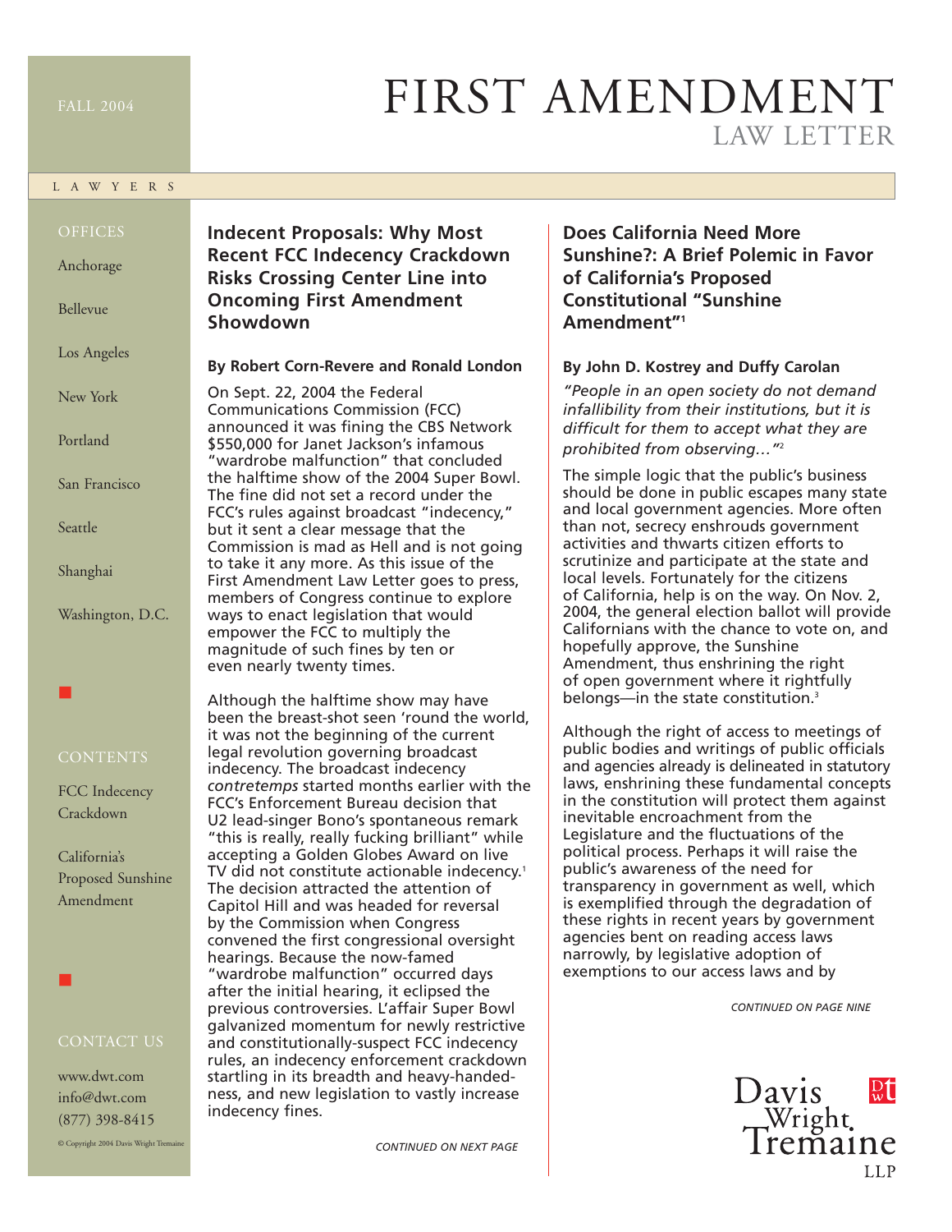FALL 2004

# FIRST AMENDMENT LAW LETTER

LAWYERS

OFFICES

Anchorage

Bellevue

Los Angeles

New York

Portland

San Francisco

Seattle

Shanghai

Washington, D.C.

CONTENTS

FCC Indecency Crackdown

California's Proposed Sunshine Amendment

CONTACT US

www.dwt.com
info@dwt.com
(877) 398-8415

© Copyright 2004 Davis Wright Tremaine

## Indecent Proposals: Why Most Recent FCC Indecency Crackdown Risks Crossing Center Line into Oncoming First Amendment Showdown

**By Robert Corn-Revere and Ronald London**

On Sept. 22, 2004 the Federal Communications Commission (FCC) announced it was fining the CBS Network $550,000 for Janet Jackson's infamous "wardrobe malfunction" that concluded the halftime show of the 2004 Super Bowl. The fine did not set a record under the FCC's rules against broadcast "indecency," but it sent a clear message that the Commission is mad as Hell and is not going to take it any more. As this issue of the First Amendment Law Letter goes to press, members of Congress continue to explore ways to enact legislation that would empower the FCC to multiply the magnitude of such fines by ten or even nearly twenty times.

Although the halftime show may have been the breast-shot seen 'round the world, it was not the beginning of the current legal revolution governing broadcast indecency. The broadcast indecency *contretemps* started months earlier with the FCC's Enforcement Bureau decision that U2 lead-singer Bono's spontaneous remark "this is really, really fucking brilliant" while accepting a Golden Globes Award on live TV did not constitute actionable indecency.[1] The decision attracted the attention of Capitol Hill and was headed for reversal by the Commission when Congress convened the first congressional oversight hearings. Because the now-famed "wardrobe malfunction" occurred days after the initial hearing, it eclipsed the previous controversies. L'affair Super Bowl galvanized momentum for newly restrictive and constitutionally-suspect FCC indecency rules, an indecency enforcement crackdown startling in its breadth and heavy-handedness, and new legislation to vastly increase indecency fines.

*CONTINUED ON NEXT PAGE*

## Does California Need More Sunshine?: A Brief Polemic in Favor of California's Proposed Constitutional "Sunshine Amendment"[1]

**By John D. Kostrey and Duffy Carolan**

*"People in an open society do not demand infallibility from their institutions, but it is difficult for them to accept what they are prohibited from observing…"*[2]

The simple logic that the public's business should be done in public escapes many state and local government agencies. More often than not, secrecy enshrouds government activities and thwarts citizen efforts to scrutinize and participate at the state and local levels. Fortunately for the citizens of California, help is on the way. On Nov. 2, 2004, the general election ballot will provide Californians with the chance to vote on, and hopefully approve, the Sunshine Amendment, thus enshrining the right of open government where it rightfully belongs—in the state constitution.[3]

Although the right of access to meetings of public bodies and writings of public officials and agencies already is delineated in statutory laws, enshrining these fundamental concepts in the constitution will protect them against inevitable encroachment from the Legislature and the fluctuations of the political process. Perhaps it will raise the public's awareness of the need for transparency in government as well, which is exemplified through the degradation of these rights in recent years by government agencies bent on reading access laws narrowly, by legislative adoption of exemptions to our access laws and by

*CONTINUED ON PAGE NINE*

Davis Wright Tremaine LLP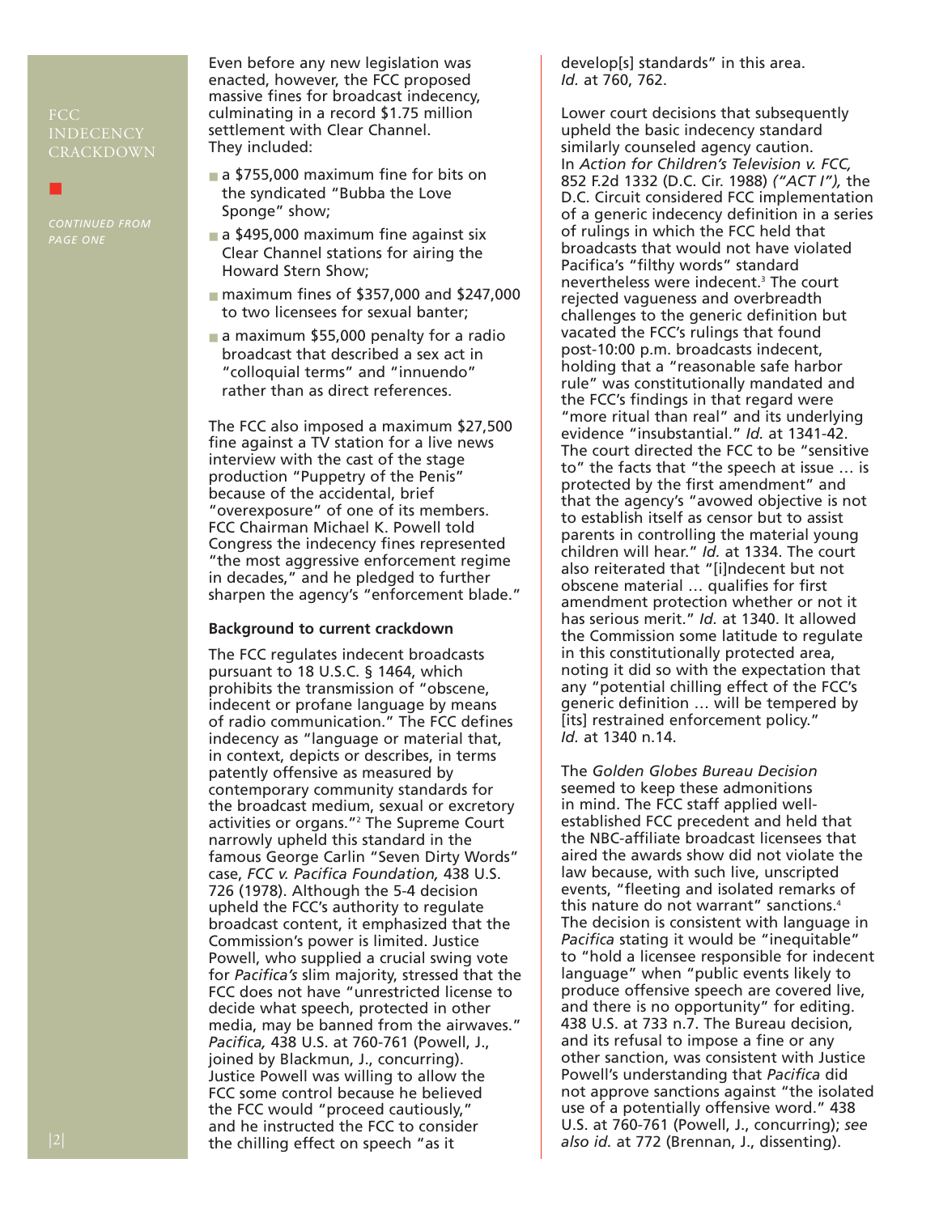Even before any new legislation was enacted, however, the FCC proposed massive fines for broadcast indecency, culminating in a record $1.75 million settlement with Clear Channel. They included:

- a $755,000 maximum fine for bits on the syndicated "Bubba the Love Sponge" show;
- a $495,000 maximum fine against six Clear Channel stations for airing the Howard Stern Show;
- maximum fines of $357,000 and $247,000 to two licensees for sexual banter;
- a maximum $55,000 penalty for a radio broadcast that described a sex act in "colloquial terms" and "innuendo" rather than as direct references.

The FCC also imposed a maximum $27,500 fine against a TV station for a live news interview with the cast of the stage production "Puppetry of the Penis" because of the accidental, brief "overexposure" of one of its members. FCC Chairman Michael K. Powell told Congress the indecency fines represented "the most aggressive enforcement regime in decades," and he pledged to further sharpen the agency's "enforcement blade."

### Background to current crackdown

The FCC regulates indecent broadcasts pursuant to 18 U.S.C. § 1464, which prohibits the transmission of "obscene, indecent or profane language by means of radio communication." The FCC defines indecency as "language or material that, in context, depicts or describes, in terms patently offensive as measured by contemporary community standards for the broadcast medium, sexual or excretory activities or organs."[2] The Supreme Court narrowly upheld this standard in the famous George Carlin "Seven Dirty Words" case, *FCC v. Pacifica Foundation,* 438 U.S. 726 (1978). Although the 5-4 decision upheld the FCC's authority to regulate broadcast content, it emphasized that the Commission's power is limited. Justice Powell, who supplied a crucial swing vote for *Pacifica's* slim majority, stressed that the FCC does not have "unrestricted license to decide what speech, protected in other media, may be banned from the airwaves." *Pacifica,* 438 U.S. at 760-761 (Powell, J., joined by Blackmun, J., concurring). Justice Powell was willing to allow the FCC some control because he believed the FCC would "proceed cautiously," and he instructed the FCC to consider the chilling effect on speech "as it develop[s] standards" in this area. *Id.* at 760, 762.

Lower court decisions that subsequently upheld the basic indecency standard similarly counseled agency caution. In *Action for Children's Television v. FCC,* 852 F.2d 1332 (D.C. Cir. 1988) *("ACT I"),* the D.C. Circuit considered FCC implementation of a generic indecency definition in a series of rulings in which the FCC held that broadcasts that would not have violated Pacifica's "filthy words" standard nevertheless were indecent.[3] The court rejected vagueness and overbreadth challenges to the generic definition but vacated the FCC's rulings that found post-10:00 p.m. broadcasts indecent, holding that a "reasonable safe harbor rule" was constitutionally mandated and the FCC's findings in that regard were "more ritual than real" and its underlying evidence "insubstantial." *Id.* at 1341-42. The court directed the FCC to be "sensitive to" the facts that "the speech at issue … is protected by the first amendment" and that the agency's "avowed objective is not to establish itself as censor but to assist parents in controlling the material young children will hear." *Id.* at 1334. The court also reiterated that "[i]ndecent but not obscene material … qualifies for first amendment protection whether or not it has serious merit." *Id.* at 1340. It allowed the Commission some latitude to regulate in this constitutionally protected area, noting it did so with the expectation that any "potential chilling effect of the FCC's generic definition … will be tempered by [its] restrained enforcement policy." *Id.* at 1340 n.14.

The *Golden Globes Bureau Decision* seemed to keep these admonitions in mind. The FCC staff applied well-established FCC precedent and held that the NBC-affiliate broadcast licensees that aired the awards show did not violate the law because, with such live, unscripted events, "fleeting and isolated remarks of this nature do not warrant" sanctions.[4] The decision is consistent with language in *Pacifica* stating it would be "inequitable" to "hold a licensee responsible for indecent language" when "public events likely to produce offensive speech are covered live, and there is no opportunity" for editing. 438 U.S. at 733 n.7. The Bureau decision, and its refusal to impose a fine or any other sanction, was consistent with Justice Powell's understanding that *Pacifica* did not approve sanctions against "the isolated use of a potentially offensive word." 438 U.S. at 760-761 (Powell, J., concurring); *see also id.* at 772 (Brennan, J., dissenting).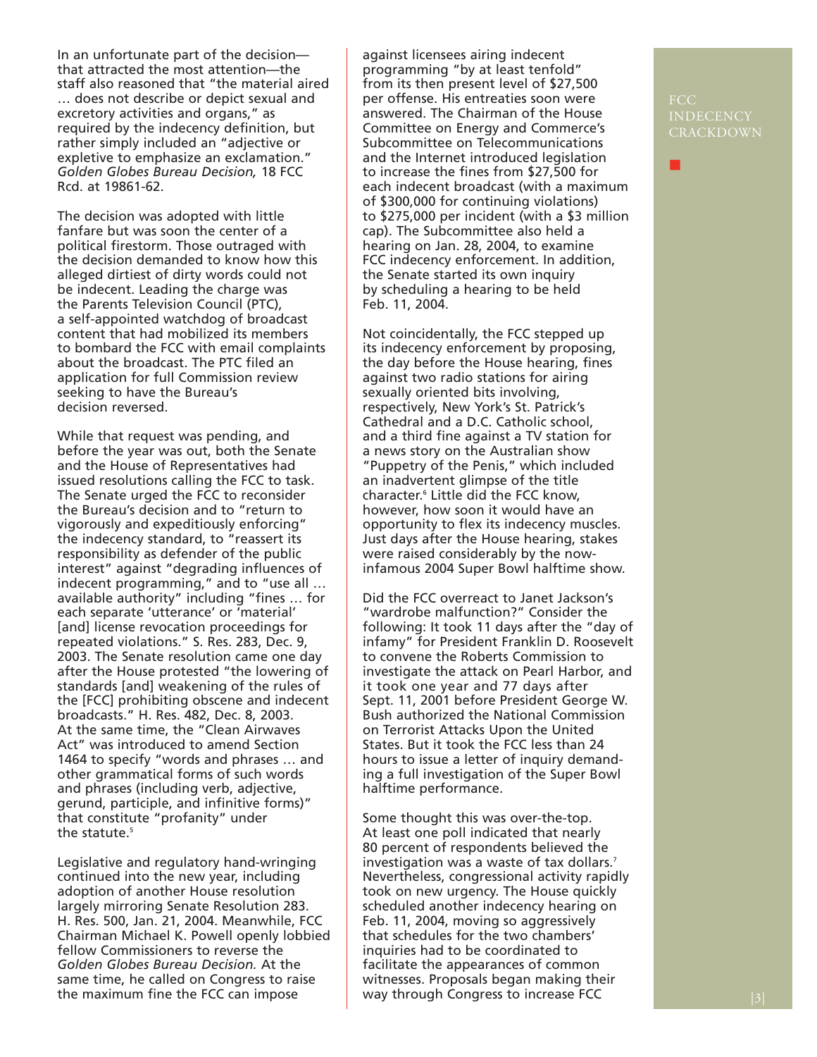In an unfortunate part of the decision—that attracted the most attention—the staff also reasoned that "the material aired … does not describe or depict sexual and excretory activities and organs," as required by the indecency definition, but rather simply included an "adjective or expletive to emphasize an exclamation." *Golden Globes Bureau Decision,* 18 FCC Rcd. at 19861-62.

The decision was adopted with little fanfare but was soon the center of a political firestorm. Those outraged with the decision demanded to know how this alleged dirtiest of dirty words could not be indecent. Leading the charge was the Parents Television Council (PTC), a self-appointed watchdog of broadcast content that had mobilized its members to bombard the FCC with email complaints about the broadcast. The PTC filed an application for full Commission review seeking to have the Bureau's decision reversed.

While that request was pending, and before the year was out, both the Senate and the House of Representatives had issued resolutions calling the FCC to task. The Senate urged the FCC to reconsider the Bureau's decision and to "return to vigorously and expeditiously enforcing" the indecency standard, to "reassert its responsibility as defender of the public interest" against "degrading influences of indecent programming," and to "use all … available authority" including "fines … for each separate 'utterance' or 'material' [and] license revocation proceedings for repeated violations." S. Res. 283, Dec. 9, 2003. The Senate resolution came one day after the House protested "the lowering of standards [and] weakening of the rules of the [FCC] prohibiting obscene and indecent broadcasts." H. Res. 482, Dec. 8, 2003. At the same time, the "Clean Airwaves Act" was introduced to amend Section 1464 to specify "words and phrases … and other grammatical forms of such words and phrases (including verb, adjective, gerund, participle, and infinitive forms)" that constitute "profanity" under the statute.[5]

Legislative and regulatory hand-wringing continued into the new year, including adoption of another House resolution largely mirroring Senate Resolution 283. H. Res. 500, Jan. 21, 2004. Meanwhile, FCC Chairman Michael K. Powell openly lobbied fellow Commissioners to reverse the *Golden Globes Bureau Decision.* At the same time, he called on Congress to raise the maximum fine the FCC can impose against licensees airing indecent programming "by at least tenfold" from its then present level of $27,500 per offense. His entreaties soon were answered. The Chairman of the House Committee on Energy and Commerce's Subcommittee on Telecommunications and the Internet introduced legislation to increase the fines from $27,500 for each indecent broadcast (with a maximum of $300,000 for continuing violations) to $275,000 per incident (with a $3 million cap). The Subcommittee also held a hearing on Jan. 28, 2004, to examine FCC indecency enforcement. In addition, the Senate started its own inquiry by scheduling a hearing to be held Feb. 11, 2004.

Not coincidentally, the FCC stepped up its indecency enforcement by proposing, the day before the House hearing, fines against two radio stations for airing sexually oriented bits involving, respectively, New York's St. Patrick's Cathedral and a D.C. Catholic school, and a third fine against a TV station for a news story on the Australian show "Puppetry of the Penis," which included an inadvertent glimpse of the title character.[6] Little did the FCC know, however, how soon it would have an opportunity to flex its indecency muscles. Just days after the House hearing, stakes were raised considerably by the now-infamous 2004 Super Bowl halftime show.

Did the FCC overreact to Janet Jackson's "wardrobe malfunction?" Consider the following: It took 11 days after the "day of infamy" for President Franklin D. Roosevelt to convene the Roberts Commission to investigate the attack on Pearl Harbor, and it took one year and 77 days after Sept. 11, 2001 before President George W. Bush authorized the National Commission on Terrorist Attacks Upon the United States. But it took the FCC less than 24 hours to issue a letter of inquiry demanding a full investigation of the Super Bowl halftime performance.

Some thought this was over-the-top. At least one poll indicated that nearly 80 percent of respondents believed the investigation was a waste of tax dollars.[7] Nevertheless, congressional activity rapidly took on new urgency. The House quickly scheduled another indecency hearing on Feb. 11, 2004, moving so aggressively that schedules for the two chambers' inquiries had to be coordinated to facilitate the appearances of common witnesses. Proposals began making their way through Congress to increase FCC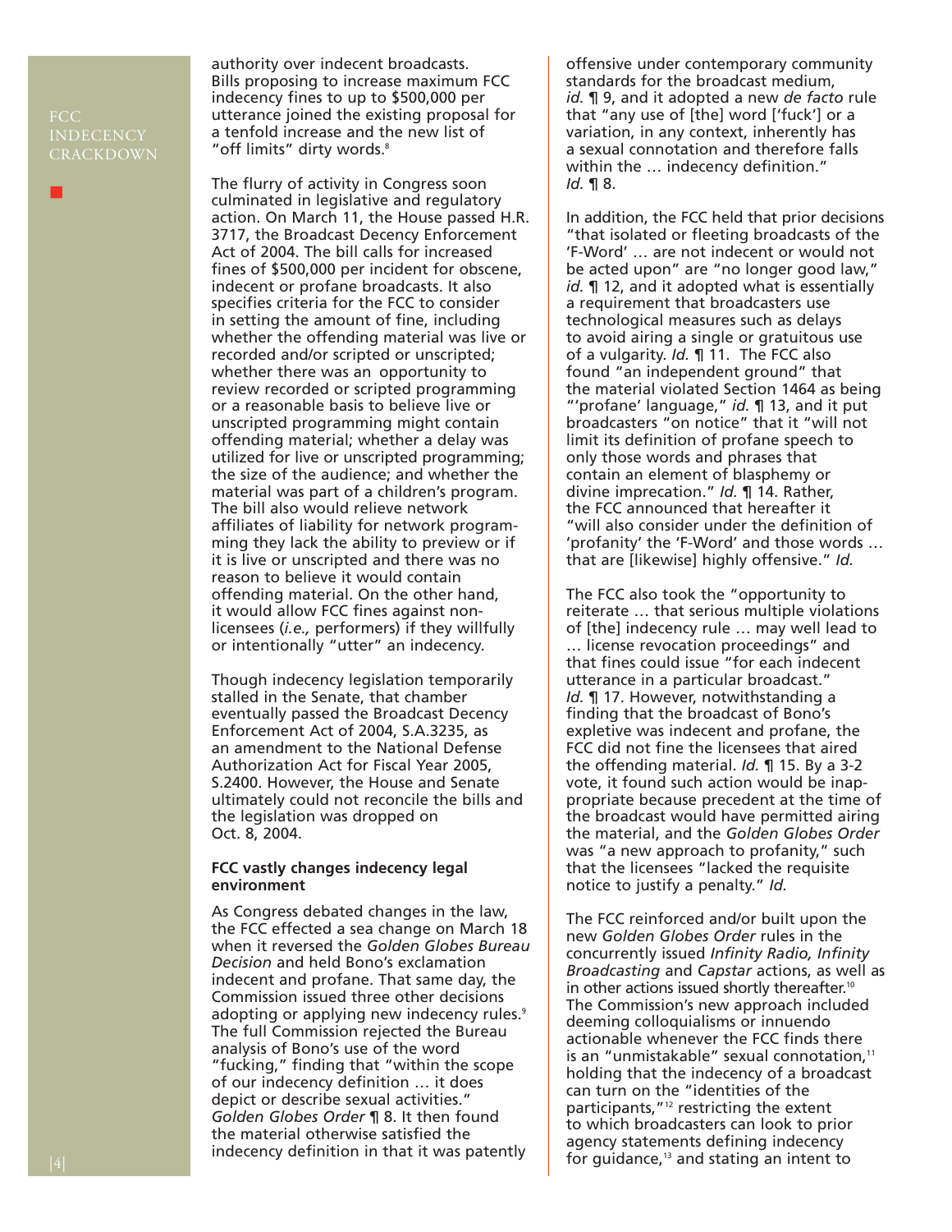authority over indecent broadcasts. Bills proposing to increase maximum FCC indecency fines to up to $500,000 per utterance joined the existing proposal for a tenfold increase and the new list of "off limits" dirty words.[8]

The flurry of activity in Congress soon culminated in legislative and regulatory action. On March 11, the House passed H.R. 3717, the Broadcast Decency Enforcement Act of 2004. The bill calls for increased fines of $500,000 per incident for obscene, indecent or profane broadcasts. It also specifies criteria for the FCC to consider in setting the amount of fine, including whether the offending material was live or recorded and/or scripted or unscripted; whether there was an opportunity to review recorded or scripted programming or a reasonable basis to believe live or unscripted programming might contain offending material; whether a delay was utilized for live or unscripted programming; the size of the audience; and whether the material was part of a children's program. The bill also would relieve network affiliates of liability for network programming they lack the ability to preview or if it is live or unscripted and there was no reason to believe it would contain offending material. On the other hand, it would allow FCC fines against non-licensees (*i.e.,* performers) if they willfully or intentionally "utter" an indecency.

Though indecency legislation temporarily stalled in the Senate, that chamber eventually passed the Broadcast Decency Enforcement Act of 2004, S.A.3235, as an amendment to the National Defense Authorization Act for Fiscal Year 2005, S.2400. However, the House and Senate ultimately could not reconcile the bills and the legislation was dropped on Oct. 8, 2004.

**FCC vastly changes indecency legal environment**

As Congress debated changes in the law, the FCC effected a sea change on March 18 when it reversed the *Golden Globes Bureau Decision* and held Bono's exclamation indecent and profane. That same day, the Commission issued three other decisions adopting or applying new indecency rules.[9] The full Commission rejected the Bureau analysis of Bono's use of the word "fucking," finding that "within the scope of our indecency definition … it does depict or describe sexual activities." *Golden Globes Order* ¶ 8. It then found the material otherwise satisfied the indecency definition in that it was patently offensive under contemporary community standards for the broadcast medium, *id.* ¶ 9, and it adopted a new *de facto* rule that "any use of [the] word ['fuck'] or a variation, in any context, inherently has a sexual connotation and therefore falls within the … indecency definition." *Id.* ¶ 8.

In addition, the FCC held that prior decisions "that isolated or fleeting broadcasts of the 'F-Word' … are not indecent or would not be acted upon" are "no longer good law," *id.* ¶ 12, and it adopted what is essentially a requirement that broadcasters use technological measures such as delays to avoid airing a single or gratuitous use of a vulgarity. *Id.* ¶ 11. The FCC also found "an independent ground" that the material violated Section 1464 as being "'profane' language," *id.* ¶ 13, and it put broadcasters "on notice" that it "will not limit its definition of profane speech to only those words and phrases that contain an element of blasphemy or divine imprecation." *Id.* ¶ 14. Rather, the FCC announced that hereafter it "will also consider under the definition of 'profanity' the 'F-Word' and those words … that are [likewise] highly offensive." *Id.*

The FCC also took the "opportunity to reiterate … that serious multiple violations of [the] indecency rule … may well lead to … license revocation proceedings" and that fines could issue "for each indecent utterance in a particular broadcast." *Id.* ¶ 17. However, notwithstanding a finding that the broadcast of Bono's expletive was indecent and profane, the FCC did not fine the licensees that aired the offending material. *Id.* ¶ 15. By a 3-2 vote, it found such action would be inappropriate because precedent at the time of the broadcast would have permitted airing the material, and the *Golden Globes Order* was "a new approach to profanity," such that the licensees "lacked the requisite notice to justify a penalty." *Id.*

The FCC reinforced and/or built upon the new *Golden Globes Order* rules in the concurrently issued *Infinity Radio, Infinity Broadcasting* and *Capstar* actions, as well as in other actions issued shortly thereafter.[10] The Commission's new approach included deeming colloquialisms or innuendo actionable whenever the FCC finds there is an "unmistakable" sexual connotation,[11] holding that the indecency of a broadcast can turn on the "identities of the participants,"[12] restricting the extent to which broadcasters can look to prior agency statements defining indecency for guidance,[13] and stating an intent to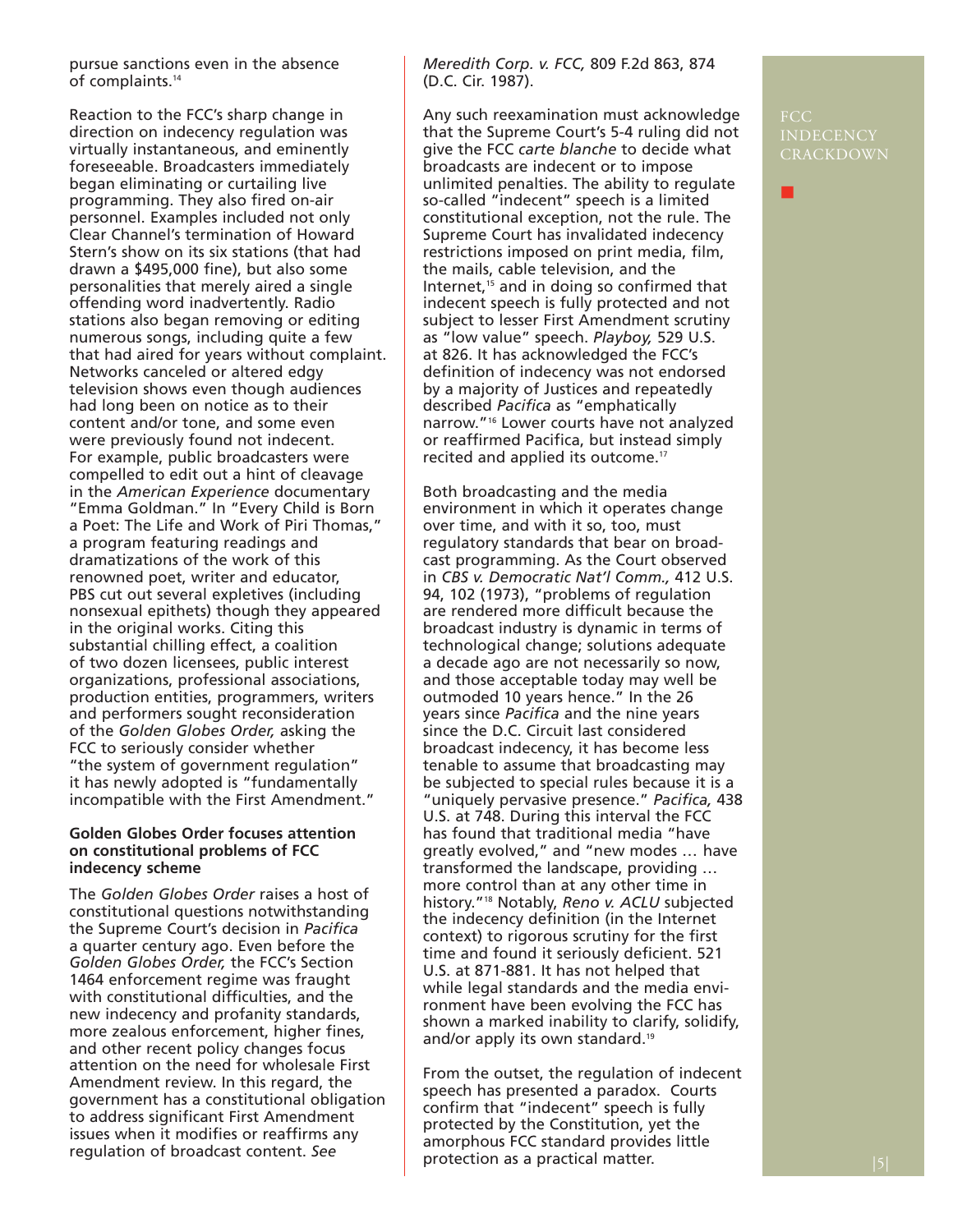pursue sanctions even in the absence of complaints.[14]

Reaction to the FCC's sharp change in direction on indecency regulation was virtually instantaneous, and eminently foreseeable. Broadcasters immediately began eliminating or curtailing live programming. They also fired on-air personnel. Examples included not only Clear Channel's termination of Howard Stern's show on its six stations (that had drawn a $495,000 fine), but also some personalities that merely aired a single offending word inadvertently. Radio stations also began removing or editing numerous songs, including quite a few that had aired for years without complaint. Networks canceled or altered edgy television shows even though audiences had long been on notice as to their content and/or tone, and some even were previously found not indecent. For example, public broadcasters were compelled to edit out a hint of cleavage in the *American Experience* documentary "Emma Goldman." In "Every Child is Born a Poet: The Life and Work of Piri Thomas," a program featuring readings and dramatizations of the work of this renowned poet, writer and educator, PBS cut out several expletives (including nonsexual epithets) though they appeared in the original works. Citing this substantial chilling effect, a coalition of two dozen licensees, public interest organizations, professional associations, production entities, programmers, writers and performers sought reconsideration of the *Golden Globes Order,* asking the FCC to seriously consider whether "the system of government regulation" it has newly adopted is "fundamentally incompatible with the First Amendment."

**Golden Globes Order focuses attention on constitutional problems of FCC indecency scheme**

The *Golden Globes Order* raises a host of constitutional questions notwithstanding the Supreme Court's decision in *Pacifica* a quarter century ago. Even before the *Golden Globes Order,* the FCC's Section 1464 enforcement regime was fraught with constitutional difficulties, and the new indecency and profanity standards, more zealous enforcement, higher fines, and other recent policy changes focus attention on the need for wholesale First Amendment review. In this regard, the government has a constitutional obligation to address significant First Amendment issues when it modifies or reaffirms any regulation of broadcast content. *See Meredith Corp. v. FCC,* 809 F.2d 863, 874 (D.C. Cir. 1987).

Any such reexamination must acknowledge that the Supreme Court's 5-4 ruling did not give the FCC *carte blanche* to decide what broadcasts are indecent or to impose unlimited penalties. The ability to regulate so-called "indecent" speech is a limited constitutional exception, not the rule. The Supreme Court has invalidated indecency restrictions imposed on print media, film, the mails, cable television, and the Internet,[15] and in doing so confirmed that indecent speech is fully protected and not subject to lesser First Amendment scrutiny as "low value" speech. *Playboy,* 529 U.S. at 826. It has acknowledged the FCC's definition of indecency was not endorsed by a majority of Justices and repeatedly described *Pacifica* as "emphatically narrow."[16] Lower courts have not analyzed or reaffirmed Pacifica, but instead simply recited and applied its outcome.[17]

Both broadcasting and the media environment in which it operates change over time, and with it so, too, must regulatory standards that bear on broadcast programming. As the Court observed in *CBS v. Democratic Nat'l Comm.,* 412 U.S. 94, 102 (1973), "problems of regulation are rendered more difficult because the broadcast industry is dynamic in terms of technological change; solutions adequate a decade ago are not necessarily so now, and those acceptable today may well be outmoded 10 years hence." In the 26 years since *Pacifica* and the nine years since the D.C. Circuit last considered broadcast indecency, it has become less tenable to assume that broadcasting may be subjected to special rules because it is a "uniquely pervasive presence." *Pacifica,* 438 U.S. at 748. During this interval the FCC has found that traditional media "have greatly evolved," and "new modes … have transformed the landscape, providing … more control than at any other time in history."[18] Notably, *Reno v. ACLU* subjected the indecency definition (in the Internet context) to rigorous scrutiny for the first time and found it seriously deficient. 521 U.S. at 871-881. It has not helped that while legal standards and the media environment have been evolving the FCC has shown a marked inability to clarify, solidify, and/or apply its own standard.[19]

From the outset, the regulation of indecent speech has presented a paradox. Courts confirm that "indecent" speech is fully protected by the Constitution, yet the amorphous FCC standard provides little protection as a practical matter.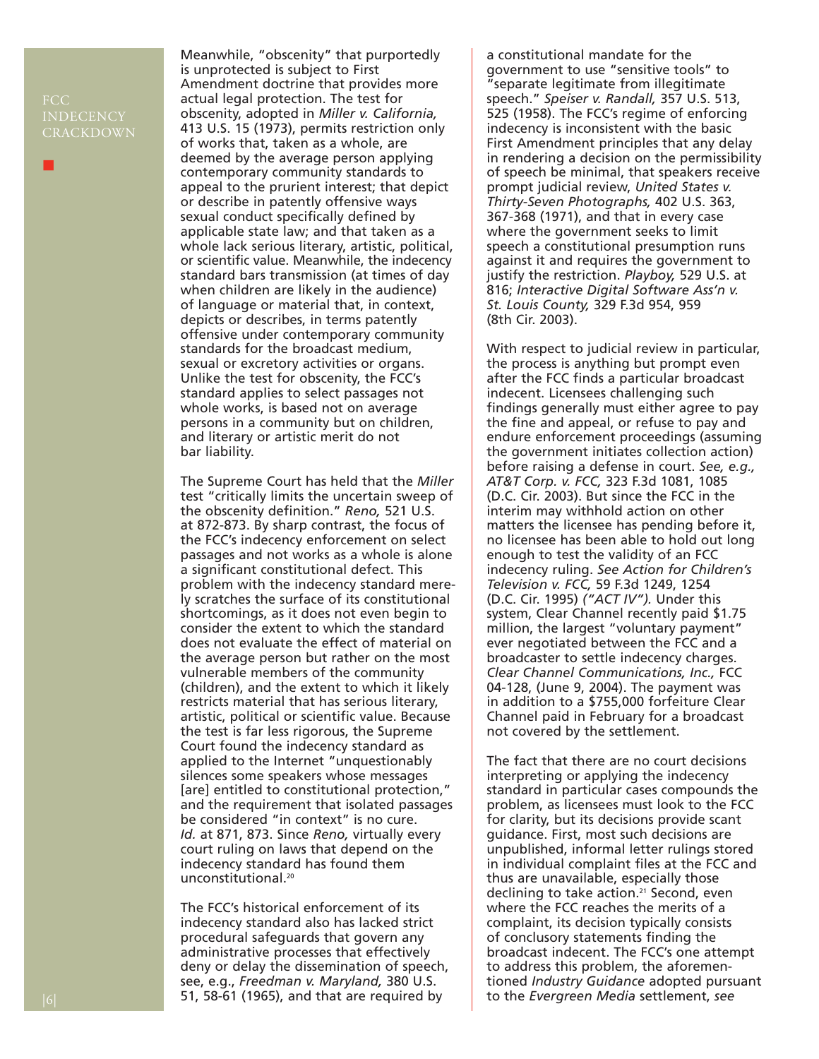Meanwhile, "obscenity" that purportedly is unprotected is subject to First Amendment doctrine that provides more actual legal protection. The test for obscenity, adopted in *Miller v. California,* 413 U.S. 15 (1973), permits restriction only of works that, taken as a whole, are deemed by the average person applying contemporary community standards to appeal to the prurient interest; that depict or describe in patently offensive ways sexual conduct specifically defined by applicable state law; and that taken as a whole lack serious literary, artistic, political, or scientific value. Meanwhile, the indecency standard bars transmission (at times of day when children are likely in the audience) of language or material that, in context, depicts or describes, in terms patently offensive under contemporary community standards for the broadcast medium, sexual or excretory activities or organs. Unlike the test for obscenity, the FCC's standard applies to select passages not whole works, is based not on average persons in a community but on children, and literary or artistic merit do not bar liability.

The Supreme Court has held that the *Miller* test "critically limits the uncertain sweep of the obscenity definition." *Reno,* 521 U.S. at 872-873. By sharp contrast, the focus of the FCC's indecency enforcement on select passages and not works as a whole is alone a significant constitutional defect. This problem with the indecency standard merely scratches the surface of its constitutional shortcomings, as it does not even begin to consider the extent to which the standard does not evaluate the effect of material on the average person but rather on the most vulnerable members of the community (children), and the extent to which it likely restricts material that has serious literary, artistic, political or scientific value. Because the test is far less rigorous, the Supreme Court found the indecency standard as applied to the Internet "unquestionably silences some speakers whose messages [are] entitled to constitutional protection," and the requirement that isolated passages be considered "in context" is no cure. *Id.* at 871, 873. Since *Reno,* virtually every court ruling on laws that depend on the indecency standard has found them unconstitutional.[20]

The FCC's historical enforcement of its indecency standard also has lacked strict procedural safeguards that govern any administrative processes that effectively deny or delay the dissemination of speech, see, e.g., *Freedman v. Maryland,* 380 U.S. 51, 58-61 (1965), and that are required by a constitutional mandate for the government to use "sensitive tools" to "separate legitimate from illegitimate speech." *Speiser v. Randall,* 357 U.S. 513, 525 (1958). The FCC's regime of enforcing indecency is inconsistent with the basic First Amendment principles that any delay in rendering a decision on the permissibility of speech be minimal, that speakers receive prompt judicial review, *United States v. Thirty-Seven Photographs,* 402 U.S. 363, 367-368 (1971), and that in every case where the government seeks to limit speech a constitutional presumption runs against it and requires the government to justify the restriction. *Playboy,* 529 U.S. at 816; *Interactive Digital Software Ass'n v. St. Louis County,* 329 F.3d 954, 959 (8th Cir. 2003).

With respect to judicial review in particular, the process is anything but prompt even after the FCC finds a particular broadcast indecent. Licensees challenging such findings generally must either agree to pay the fine and appeal, or refuse to pay and endure enforcement proceedings (assuming the government initiates collection action) before raising a defense in court. *See, e.g., AT&T Corp. v. FCC,* 323 F.3d 1081, 1085 (D.C. Cir. 2003). But since the FCC in the interim may withhold action on other matters the licensee has pending before it, no licensee has been able to hold out long enough to test the validity of an FCC indecency ruling. *See Action for Children's Television v. FCC,* 59 F.3d 1249, 1254 (D.C. Cir. 1995) *("ACT IV").* Under this system, Clear Channel recently paid $1.75 million, the largest "voluntary payment" ever negotiated between the FCC and a broadcaster to settle indecency charges. *Clear Channel Communications, Inc.,* FCC 04-128, (June 9, 2004). The payment was in addition to a $755,000 forfeiture Clear Channel paid in February for a broadcast not covered by the settlement.

The fact that there are no court decisions interpreting or applying the indecency standard in particular cases compounds the problem, as licensees must look to the FCC for clarity, but its decisions provide scant guidance. First, most such decisions are unpublished, informal letter rulings stored in individual complaint files at the FCC and thus are unavailable, especially those declining to take action.[21] Second, even where the FCC reaches the merits of a complaint, its decision typically consists of conclusory statements finding the broadcast indecent. The FCC's one attempt to address this problem, the aforementioned *Industry Guidance* adopted pursuant to the *Evergreen Media* settlement, *see*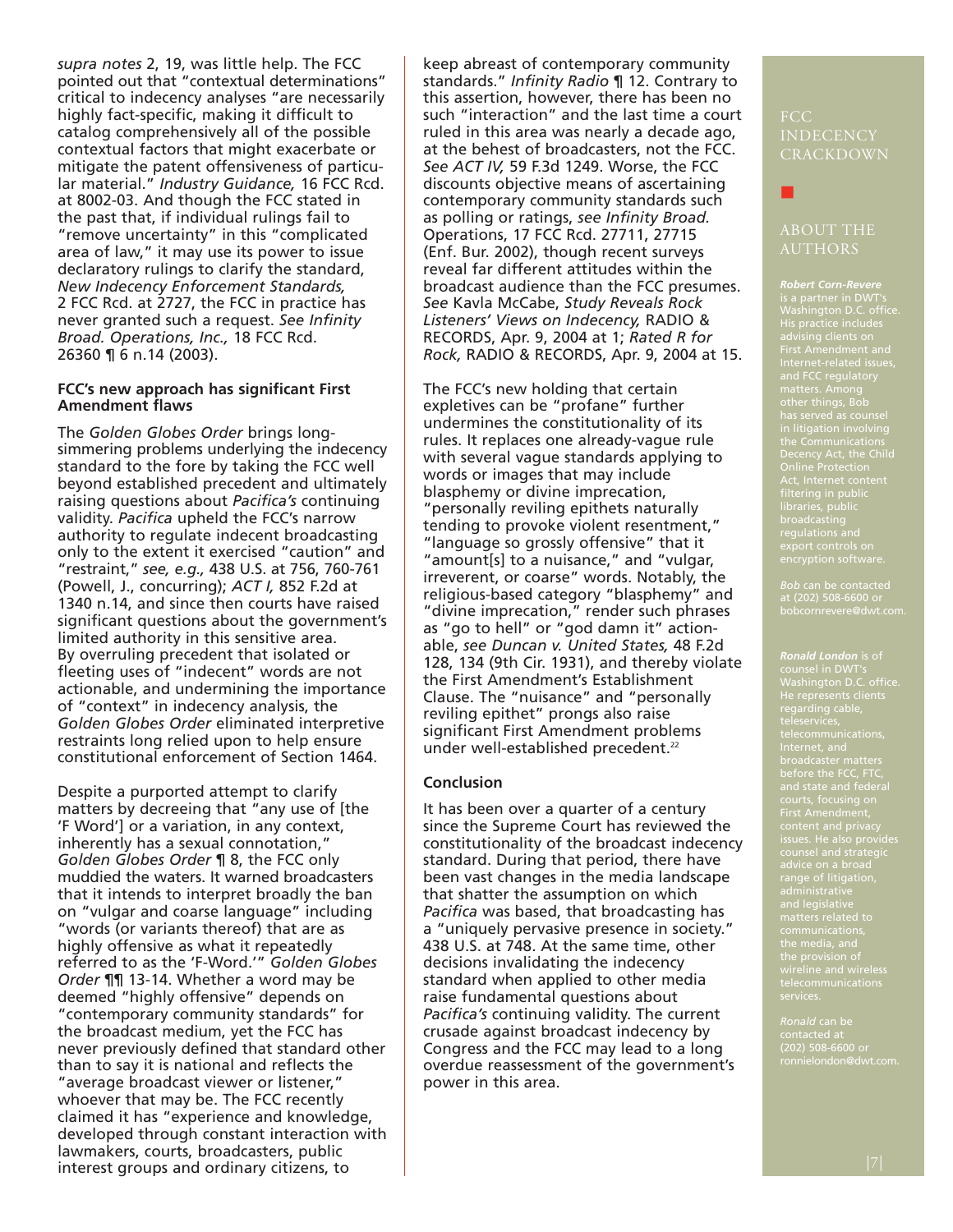*supra notes* 2, 19, was little help. The FCC pointed out that "contextual determinations" critical to indecency analyses "are necessarily highly fact-specific, making it difficult to catalog comprehensively all of the possible contextual factors that might exacerbate or mitigate the patent offensiveness of particular material." *Industry Guidance,* 16 FCC Rcd. at 8002-03. And though the FCC stated in the past that, if individual rulings fail to "remove uncertainty" in this "complicated area of law," it may use its power to issue declaratory rulings to clarify the standard, *New Indecency Enforcement Standards,* 2 FCC Rcd. at 2727, the FCC in practice has never granted such a request. *See Infinity Broad. Operations, Inc.,* 18 FCC Rcd. 26360 ¶ 6 n.14 (2003).

**FCC's new approach has significant First Amendment flaws**

The *Golden Globes Order* brings long-simmering problems underlying the indecency standard to the fore by taking the FCC well beyond established precedent and ultimately raising questions about *Pacifica's* continuing validity. *Pacifica* upheld the FCC's narrow authority to regulate indecent broadcasting only to the extent it exercised "caution" and "restraint," *see, e.g.,* 438 U.S. at 756, 760-761 (Powell, J., concurring); *ACT I,* 852 F.2d at 1340 n.14, and since then courts have raised significant questions about the government's limited authority in this sensitive area. By overruling precedent that isolated or fleeting uses of "indecent" words are not actionable, and undermining the importance of "context" in indecency analysis, the *Golden Globes Order* eliminated interpretive restraints long relied upon to help ensure constitutional enforcement of Section 1464.

Despite a purported attempt to clarify matters by decreeing that "any use of [the 'F Word'] or a variation, in any context, inherently has a sexual connotation," *Golden Globes Order* ¶ 8, the FCC only muddied the waters. It warned broadcasters that it intends to interpret broadly the ban on "vulgar and coarse language" including "words (or variants thereof) that are as highly offensive as what it repeatedly referred to as the 'F-Word.'" *Golden Globes Order* ¶¶ 13-14. Whether a word may be deemed "highly offensive" depends on "contemporary community standards" for the broadcast medium, yet the FCC has never previously defined that standard other than to say it is national and reflects the "average broadcast viewer or listener," whoever that may be. The FCC recently claimed it has "experience and knowledge, developed through constant interaction with lawmakers, courts, broadcasters, public interest groups and ordinary citizens, to keep abreast of contemporary community standards." *Infinity Radio* ¶ 12. Contrary to this assertion, however, there has been no such "interaction" and the last time a court ruled in this area was nearly a decade ago, at the behest of broadcasters, not the FCC. *See ACT IV,* 59 F.3d 1249. Worse, the FCC discounts objective means of ascertaining contemporary community standards such as polling or ratings, *see Infinity Broad.* Operations, 17 FCC Rcd. 27711, 27715 (Enf. Bur. 2002), though recent surveys reveal far different attitudes within the broadcast audience than the FCC presumes. *See* Kavla McCabe, *Study Reveals Rock Listeners' Views on Indecency,* RADIO & RECORDS, Apr. 9, 2004 at 1; *Rated R for Rock,* RADIO & RECORDS, Apr. 9, 2004 at 15.

The FCC's new holding that certain expletives can be "profane" further undermines the constitutionality of its rules. It replaces one already-vague rule with several vague standards applying to words or images that may include blasphemy or divine imprecation, "personally reviling epithets naturally tending to provoke violent resentment," "language so grossly offensive" that it "amount[s] to a nuisance," and "vulgar, irreverent, or coarse" words. Notably, the religious-based category "blasphemy" and "divine imprecation," render such phrases as "go to hell" or "god damn it" actionable, *see Duncan v. United States,* 48 F.2d 128, 134 (9th Cir. 1931), and thereby violate the First Amendment's Establishment Clause. The "nuisance" and "personally reviling epithet" prongs also raise significant First Amendment problems under well-established precedent.[22]

**Conclusion**

It has been over a quarter of a century since the Supreme Court has reviewed the constitutionality of the broadcast indecency standard. During that period, there have been vast changes in the media landscape that shatter the assumption on which *Pacifica* was based, that broadcasting has a "uniquely pervasive presence in society." 438 U.S. at 748. At the same time, other decisions invalidating the indecency standard when applied to other media raise fundamental questions about *Pacifica's* continuing validity. The current crusade against broadcast indecency by Congress and the FCC may lead to a long overdue reassessment of the government's power in this area.

## ABOUT THE AUTHORS

***Robert Corn-Revere*** is a partner in DWT's Washington D.C. office. His practice includes advising clients on First Amendment and Internet-related issues, and FCC regulatory matters. Among other things, Bob has served as counsel in litigation involving the Communications Decency Act, the Child Online Protection Act, Internet content filtering in public libraries, public broadcasting regulations and export controls on encryption software.

*Bob* can be contacted at (202) 508-6600 or bobcornrevere@dwt.com.

***Ronald London*** is of counsel in DWT's Washington D.C. office. He represents clients regarding cable, teleservices, telecommunications, Internet, and broadcaster matters before the FCC, FTC, and state and federal courts, focusing on First Amendment, content and privacy issues. He also provides counsel and strategic advice on a broad range of litigation, administrative and legislative matters related to communications, the media, and the provision of wireline and wireless telecommunications services.

*Ronald* can be contacted at (202) 508-6600 or ronnielondon@dwt.com.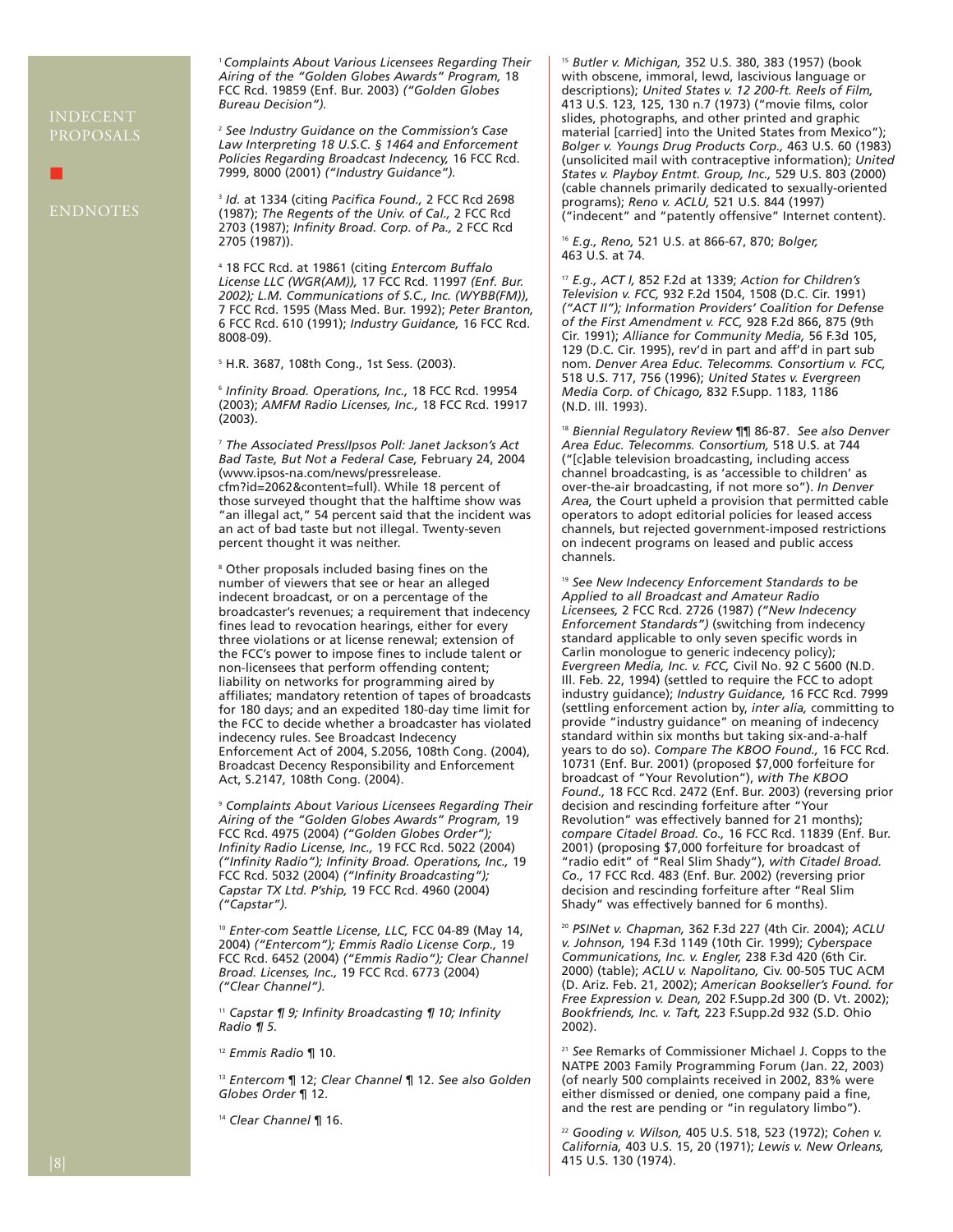# ENDNOTES

[1] *Complaints About Various Licensees Regarding Their Airing of the "Golden Globes Awards" Program,* 18 FCC Rcd. 19859 (Enf. Bur. 2003) *("Golden Globes Bureau Decision").*

[2] *See Industry Guidance on the Commission's Case Law Interpreting 18 U.S.C. § 1464 and Enforcement Policies Regarding Broadcast Indecency,* 16 FCC Rcd. 7999, 8000 (2001) *("Industry Guidance").*

[3] *Id.* at 1334 (citing *Pacifica Found.,* 2 FCC Rcd 2698 (1987); *The Regents of the Univ. of Cal.,* 2 FCC Rcd 2703 (1987); *Infinity Broad. Corp. of Pa.,* 2 FCC Rcd 2705 (1987)).

[4] 18 FCC Rcd. at 19861 (citing *Entercom Buffalo License LLC (WGR(AM)),* 17 FCC Rcd. 11997 *(Enf. Bur. 2002); L.M. Communications of S.C., Inc. (WYBB(FM)),* 7 FCC Rcd. 1595 (Mass Med. Bur. 1992); *Peter Branton,* 6 FCC Rcd. 610 (1991); *Industry Guidance,* 16 FCC Rcd. 8008-09).

[5] H.R. 3687, 108th Cong., 1st Sess. (2003).

[6] *Infinity Broad. Operations, Inc.,* 18 FCC Rcd. 19954 (2003); *AMFM Radio Licenses, Inc.,* 18 FCC Rcd. 19917 (2003).

[7] *The Associated Press/Ipsos Poll: Janet Jackson's Act Bad Taste, But Not a Federal Case,* February 24, 2004 (www.ipsos-na.com/news/pressrelease.cfm?id=2062&content=full). While 18 percent of those surveyed thought that the halftime show was "an illegal act," 54 percent said that the incident was an act of bad taste but not illegal. Twenty-seven percent thought it was neither.

[8] Other proposals included basing fines on the number of viewers that see or hear an alleged indecent broadcast, or on a percentage of the broadcaster's revenues; a requirement that indecency fines lead to revocation hearings, either for every three violations or at license renewal; extension of the FCC's power to impose fines to include talent or non-licensees that perform offending content; liability on networks for programming aired by affiliates; mandatory retention of tapes of broadcasts for 180 days; and an expedited 180-day time limit for the FCC to decide whether a broadcaster has violated indecency rules. See Broadcast Indecency Enforcement Act of 2004, S.2056, 108th Cong. (2004), Broadcast Decency Responsibility and Enforcement Act, S.2147, 108th Cong. (2004).

[9] *Complaints About Various Licensees Regarding Their Airing of the "Golden Globes Awards" Program,* 19 FCC Rcd. 4975 (2004) *("Golden Globes Order"); Infinity Radio License, Inc.,* 19 FCC Rcd. 5022 (2004) *("Infinity Radio"); Infinity Broad. Operations, Inc.,* 19 FCC Rcd. 5032 (2004) *("Infinity Broadcasting"); Capstar TX Ltd. P'ship,* 19 FCC Rcd. 4960 (2004) *("Capstar").*

[10] *Enter-com Seattle License, LLC,* FCC 04-89 (May 14, 2004) *("Entercom"); Emmis Radio License Corp.,* 19 FCC Rcd. 6452 (2004) *("Emmis Radio"); Clear Channel Broad. Licenses, Inc.,* 19 FCC Rcd. 6773 (2004) *("Clear Channel").*

[11] *Capstar ¶ 9; Infinity Broadcasting ¶ 10; Infinity Radio ¶ 5.*

[12] *Emmis Radio* ¶ 10.

[13] *Entercom* ¶ 12; *Clear Channel* ¶ 12. *See also Golden Globes Order* ¶ 12.

[14] *Clear Channel* ¶ 16.

[15] *Butler v. Michigan,* 352 U.S. 380, 383 (1957) (book with obscene, immoral, lewd, lascivious language or descriptions); *United States v. 12 200-ft. Reels of Film,* 413 U.S. 123, 125, 130 n.7 (1973) ("movie films, color slides, photographs, and other printed and graphic material [carried] into the United States from Mexico"); *Bolger v. Youngs Drug Products Corp.,* 463 U.S. 60 (1983) (unsolicited mail with contraceptive information); *United States v. Playboy Entmt. Group, Inc.,* 529 U.S. 803 (2000) (cable channels primarily dedicated to sexually-oriented programs); *Reno v. ACLU,* 521 U.S. 844 (1997) ("indecent" and "patently offensive" Internet content).

[16] *E.g., Reno,* 521 U.S. at 866-67, 870; *Bolger,* 463 U.S. at 74.

[17] *E.g., ACT I,* 852 F.2d at 1339; *Action for Children's Television v. FCC,* 932 F.2d 1504, 1508 (D.C. Cir. 1991) *("ACT II"); Information Providers' Coalition for Defense of the First Amendment v. FCC,* 928 F.2d 866, 875 (9th Cir. 1991); *Alliance for Community Media,* 56 F.3d 105, 129 (D.C. Cir. 1995), rev'd in part and aff'd in part sub nom. *Denver Area Educ. Telecomms. Consortium v. FCC,* 518 U.S. 717, 756 (1996); *United States v. Evergreen Media Corp. of Chicago,* 832 F.Supp. 1183, 1186 (N.D. Ill. 1993).

[18] *Biennial Regulatory Review* ¶¶ 86-87. *See also Denver Area Educ. Telecomms. Consortium,* 518 U.S. at 744 ("[c]able television broadcasting, including access channel broadcasting, is as 'accessible to children' as over-the-air broadcasting, if not more so"). *In Denver Area,* the Court upheld a provision that permitted cable operators to adopt editorial policies for leased access channels, but rejected government-imposed restrictions on indecent programs on leased and public access channels.

[19] *See New Indecency Enforcement Standards to be Applied to all Broadcast and Amateur Radio Licensees,* 2 FCC Rcd. 2726 (1987) *("New Indecency Enforcement Standards")* (switching from indecency standard applicable to only seven specific words in Carlin monologue to generic indecency policy); *Evergreen Media, Inc. v. FCC,* Civil No. 92 C 5600 (N.D. Ill. Feb. 22, 1994) (settled to require the FCC to adopt industry guidance); *Industry Guidance,* 16 FCC Rcd. 7999 (settling enforcement action by, *inter alia,* committing to provide "industry guidance" on meaning of indecency standard within six months but taking six-and-a-half years to do so). *Compare The KBOO Found.,* 16 FCC Rcd. 10731 (Enf. Bur. 2001) (proposed $7,000 forfeiture for broadcast of "Your Revolution"), *with The KBOO Found.,* 18 FCC Rcd. 2472 (Enf. Bur. 2003) (reversing prior decision and rescinding forfeiture after "Your Revolution" was effectively banned for 21 months); *compare Citadel Broad. Co.,* 16 FCC Rcd. 11839 (Enf. Bur. 2001) (proposing $7,000 forfeiture for broadcast of "radio edit" of "Real Slim Shady"), *with Citadel Broad. Co.,* 17 FCC Rcd. 483 (Enf. Bur. 2002) (reversing prior decision and rescinding forfeiture after "Real Slim Shady" was effectively banned for 6 months).

[20] *PSINet v. Chapman,* 362 F.3d 227 (4th Cir. 2004); *ACLU v. Johnson,* 194 F.3d 1149 (10th Cir. 1999); *Cyberspace Communications, Inc. v. Engler,* 238 F.3d 420 (6th Cir. 2000) (table); *ACLU v. Napolitano,* Civ. 00-505 TUC ACM (D. Ariz. Feb. 21, 2002); *American Bookseller's Found. for Free Expression v. Dean,* 202 F.Supp.2d 300 (D. Vt. 2002); *Bookfriends, Inc. v. Taft,* 223 F.Supp.2d 932 (S.D. Ohio 2002).

[21] *See* Remarks of Commissioner Michael J. Copps to the NATPE 2003 Family Programming Forum (Jan. 22, 2003) (of nearly 500 complaints received in 2002, 83% were either dismissed or denied, one company paid a fine, and the rest are pending or "in regulatory limbo").

[22] *Gooding v. Wilson,* 405 U.S. 518, 523 (1972); *Cohen v. California,* 403 U.S. 15, 20 (1971); *Lewis v. New Orleans,* 415 U.S. 130 (1974).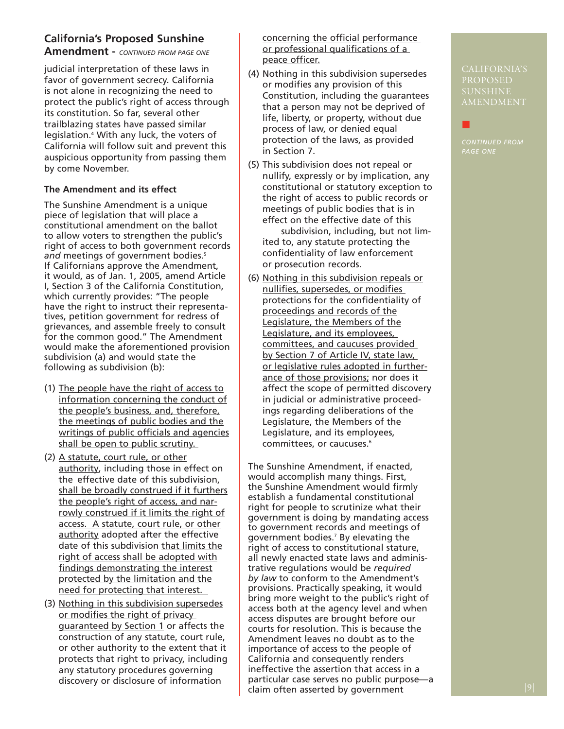## California's Proposed Sunshine Amendment - *CONTINUED FROM PAGE ONE*

judicial interpretation of these laws in favor of government secrecy. California is not alone in recognizing the need to protect the public's right of access through its constitution. So far, several other trailblazing states have passed similar legislation.[4] With any luck, the voters of California will follow suit and prevent this auspicious opportunity from passing them by come November.

### The Amendment and its effect

The Sunshine Amendment is a unique piece of legislation that will place a constitutional amendment on the ballot to allow voters to strengthen the public's right of access to both government records *and* meetings of government bodies.[5] If Californians approve the Amendment, it would, as of Jan. 1, 2005, amend Article I, Section 3 of the California Constitution, which currently provides: "The people have the right to instruct their representatives, petition government for redress of grievances, and assemble freely to consult for the common good." The Amendment would make the aforementioned provision subdivision (a) and would state the following as subdivision (b):

(1) <u>The people have the right of access to information concerning the conduct of the people's business, and, therefore, the meetings of public bodies and the writings of public officials and agencies shall be open to public scrutiny.</u>

(2) <u>A statute, court rule, or other authority</u>, including those in effect on the effective date of this subdivision, <u>shall be broadly construed if it furthers the people's right of access, and narrowly construed if it limits the right of access. A statute, court rule, or other authority</u> adopted after the effective date of this subdivision <u>that limits the right of access shall be adopted with findings demonstrating the interest protected by the limitation and the need for protecting that interest.</u>

(3) <u>Nothing in this subdivision supersedes or modifies the right of privacy guaranteed by Section 1</u> or affects the construction of any statute, court rule, or other authority to the extent that it protects that right to privacy, including any statutory procedures governing discovery or disclosure of information <u>concerning the official performance or professional qualifications of a peace officer.</u>

(4) Nothing in this subdivision supersedes or modifies any provision of this Constitution, including the guarantees that a person may not be deprived of life, liberty, or property, without due process of law, or denied equal protection of the laws, as provided in Section 7.

(5) This subdivision does not repeal or nullify, expressly or by implication, any constitutional or statutory exception to the right of access to public records or meetings of public bodies that is in effect on the effective date of this subdivision, including, but not limited to, any statute protecting the confidentiality of law enforcement or prosecution records.

(6) <u>Nothing in this subdivision repeals or nullifies, supersedes, or modifies protections for the confidentiality of proceedings and records of the Legislature, the Members of the Legislature, and its employees, committees, and caucuses provided by Section 7 of Article IV, state law, or legislative rules adopted in furtherance of those provisions;</u> nor does it affect the scope of permitted discovery in judicial or administrative proceedings regarding deliberations of the Legislature, the Members of the Legislature, and its employees, committees, or caucuses.[6]

The Sunshine Amendment, if enacted, would accomplish many things. First, the Sunshine Amendment would firmly establish a fundamental constitutional right for people to scrutinize what their government is doing by mandating access to government records and meetings of government bodies.[7] By elevating the right of access to constitutional stature, all newly enacted state laws and administrative regulations would be *required by law* to conform to the Amendment's provisions. Practically speaking, it would bring more weight to the public's right of access both at the agency level and when access disputes are brought before our courts for resolution. This is because the Amendment leaves no doubt as to the importance of access to the people of California and consequently renders ineffective the assertion that access in a particular case serves no public purpose—a claim often asserted by government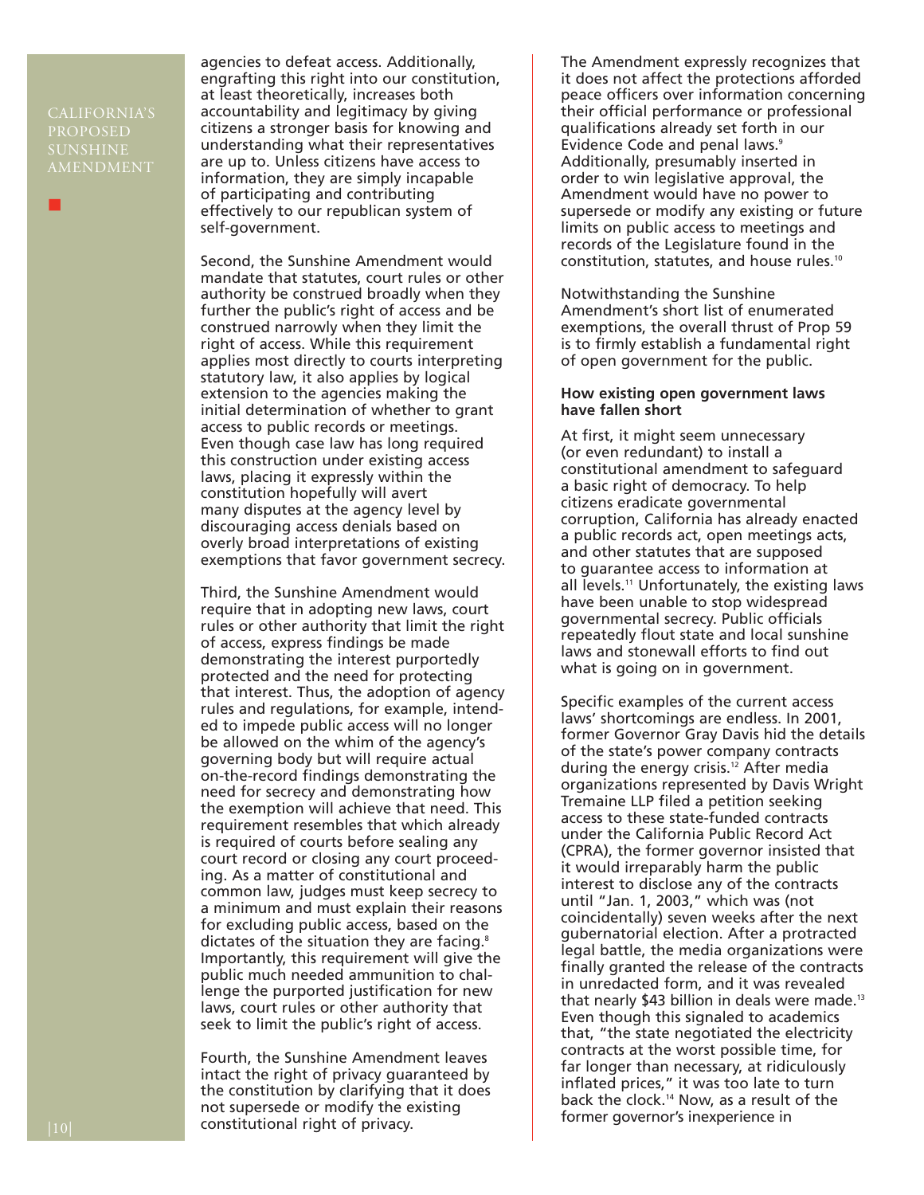agencies to defeat access. Additionally, engrafting this right into our constitution, at least theoretically, increases both accountability and legitimacy by giving citizens a stronger basis for knowing and understanding what their representatives are up to. Unless citizens have access to information, they are simply incapable of participating and contributing effectively to our republican system of self-government.

Second, the Sunshine Amendment would mandate that statutes, court rules or other authority be construed broadly when they further the public's right of access and be construed narrowly when they limit the right of access. While this requirement applies most directly to courts interpreting statutory law, it also applies by logical extension to the agencies making the initial determination of whether to grant access to public records or meetings. Even though case law has long required this construction under existing access laws, placing it expressly within the constitution hopefully will avert many disputes at the agency level by discouraging access denials based on overly broad interpretations of existing exemptions that favor government secrecy.

Third, the Sunshine Amendment would require that in adopting new laws, court rules or other authority that limit the right of access, express findings be made demonstrating the interest purportedly protected and the need for protecting that interest. Thus, the adoption of agency rules and regulations, for example, intended to impede public access will no longer be allowed on the whim of the agency's governing body but will require actual on-the-record findings demonstrating the need for secrecy and demonstrating how the exemption will achieve that need. This requirement resembles that which already is required of courts before sealing any court record or closing any court proceeding. As a matter of constitutional and common law, judges must keep secrecy to a minimum and must explain their reasons for excluding public access, based on the dictates of the situation they are facing.[8] Importantly, this requirement will give the public much needed ammunition to challenge the purported justification for new laws, court rules or other authority that seek to limit the public's right of access.

Fourth, the Sunshine Amendment leaves intact the right of privacy guaranteed by the constitution by clarifying that it does not supersede or modify the existing constitutional right of privacy.

The Amendment expressly recognizes that it does not affect the protections afforded peace officers over information concerning their official performance or professional qualifications already set forth in our Evidence Code and penal laws.[9] Additionally, presumably inserted in order to win legislative approval, the Amendment would have no power to supersede or modify any existing or future limits on public access to meetings and records of the Legislature found in the constitution, statutes, and house rules.[10]

Notwithstanding the Sunshine Amendment's short list of enumerated exemptions, the overall thrust of Prop 59 is to firmly establish a fundamental right of open government for the public.

**How existing open government laws have fallen short**

At first, it might seem unnecessary (or even redundant) to install a constitutional amendment to safeguard a basic right of democracy. To help citizens eradicate governmental corruption, California has already enacted a public records act, open meetings acts, and other statutes that are supposed to guarantee access to information at all levels.[11] Unfortunately, the existing laws have been unable to stop widespread governmental secrecy. Public officials repeatedly flout state and local sunshine laws and stonewall efforts to find out what is going on in government.

Specific examples of the current access laws' shortcomings are endless. In 2001, former Governor Gray Davis hid the details of the state's power company contracts during the energy crisis.[12] After media organizations represented by Davis Wright Tremaine LLP filed a petition seeking access to these state-funded contracts under the California Public Record Act (CPRA), the former governor insisted that it would irreparably harm the public interest to disclose any of the contracts until "Jan. 1, 2003," which was (not coincidentally) seven weeks after the next gubernatorial election. After a protracted legal battle, the media organizations were finally granted the release of the contracts in unredacted form, and it was revealed that nearly $43 billion in deals were made.[13] Even though this signaled to academics that, "the state negotiated the electricity contracts at the worst possible time, for far longer than necessary, at ridiculously inflated prices," it was too late to turn back the clock.[14] Now, as a result of the former governor's inexperience in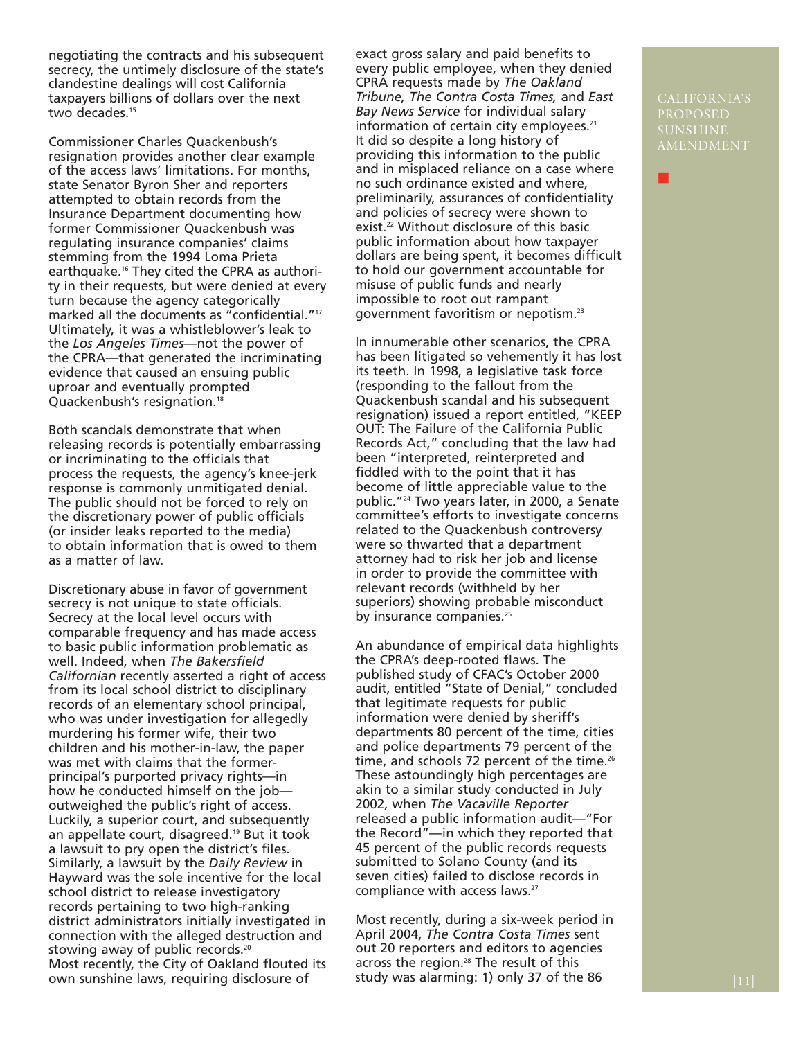negotiating the contracts and his subsequent secrecy, the untimely disclosure of the state's clandestine dealings will cost California taxpayers billions of dollars over the next two decades.[15]

Commissioner Charles Quackenbush's resignation provides another clear example of the access laws' limitations. For months, state Senator Byron Sher and reporters attempted to obtain records from the Insurance Department documenting how former Commissioner Quackenbush was regulating insurance companies' claims stemming from the 1994 Loma Prieta earthquake.[16] They cited the CPRA as authority in their requests, but were denied at every turn because the agency categorically marked all the documents as "confidential."[17] Ultimately, it was a whistleblower's leak to the *Los Angeles Times*—not the power of the CPRA—that generated the incriminating evidence that caused an ensuing public uproar and eventually prompted Quackenbush's resignation.[18]

Both scandals demonstrate that when releasing records is potentially embarrassing or incriminating to the officials that process the requests, the agency's knee-jerk response is commonly unmitigated denial. The public should not be forced to rely on the discretionary power of public officials (or insider leaks reported to the media) to obtain information that is owed to them as a matter of law.

Discretionary abuse in favor of government secrecy is not unique to state officials. Secrecy at the local level occurs with comparable frequency and has made access to basic public information problematic as well. Indeed, when *The Bakersfield Californian* recently asserted a right of access from its local school district to disciplinary records of an elementary school principal, who was under investigation for allegedly murdering his former wife, their two children and his mother-in-law, the paper was met with claims that the former-principal's purported privacy rights—in how he conducted himself on the job—outweighed the public's right of access. Luckily, a superior court, and subsequently an appellate court, disagreed.[19] But it took a lawsuit to pry open the district's files. Similarly, a lawsuit by the *Daily Review* in Hayward was the sole incentive for the local school district to release investigatory records pertaining to two high-ranking district administrators initially investigated in connection with the alleged destruction and stowing away of public records.[20]
Most recently, the City of Oakland flouted its own sunshine laws, requiring disclosure of exact gross salary and paid benefits to every public employee, when they denied CPRA requests made by *The Oakland Tribune, The Contra Costa Times,* and *East Bay News Service* for individual salary information of certain city employees.[21] It did so despite a long history of providing this information to the public and in misplaced reliance on a case where no such ordinance existed and where, preliminarily, assurances of confidentiality and policies of secrecy were shown to exist.[22] Without disclosure of this basic public information about how taxpayer dollars are being spent, it becomes difficult to hold our government accountable for misuse of public funds and nearly impossible to root out rampant government favoritism or nepotism.[23]

In innumerable other scenarios, the CPRA has been litigated so vehemently it has lost its teeth. In 1998, a legislative task force (responding to the fallout from the Quackenbush scandal and his subsequent resignation) issued a report entitled, "KEEP OUT: The Failure of the California Public Records Act," concluding that the law had been "interpreted, reinterpreted and fiddled with to the point that it has become of little appreciable value to the public."[24] Two years later, in 2000, a Senate committee's efforts to investigate concerns related to the Quackenbush controversy were so thwarted that a department attorney had to risk her job and license in order to provide the committee with relevant records (withheld by her superiors) showing probable misconduct by insurance companies.[25]

An abundance of empirical data highlights the CPRA's deep-rooted flaws. The published study of CFAC's October 2000 audit, entitled "State of Denial," concluded that legitimate requests for public information were denied by sheriff's departments 80 percent of the time, cities and police departments 79 percent of the time, and schools 72 percent of the time.[26] These astoundingly high percentages are akin to a similar study conducted in July 2002, when *The Vacaville Reporter* released a public information audit—"For the Record"—in which they reported that 45 percent of the public records requests submitted to Solano County (and its seven cities) failed to disclose records in compliance with access laws.[27]

Most recently, during a six-week period in April 2004, *The Contra Costa Times* sent out 20 reporters and editors to agencies across the region.[28] The result of this study was alarming: 1) only 37 of the 86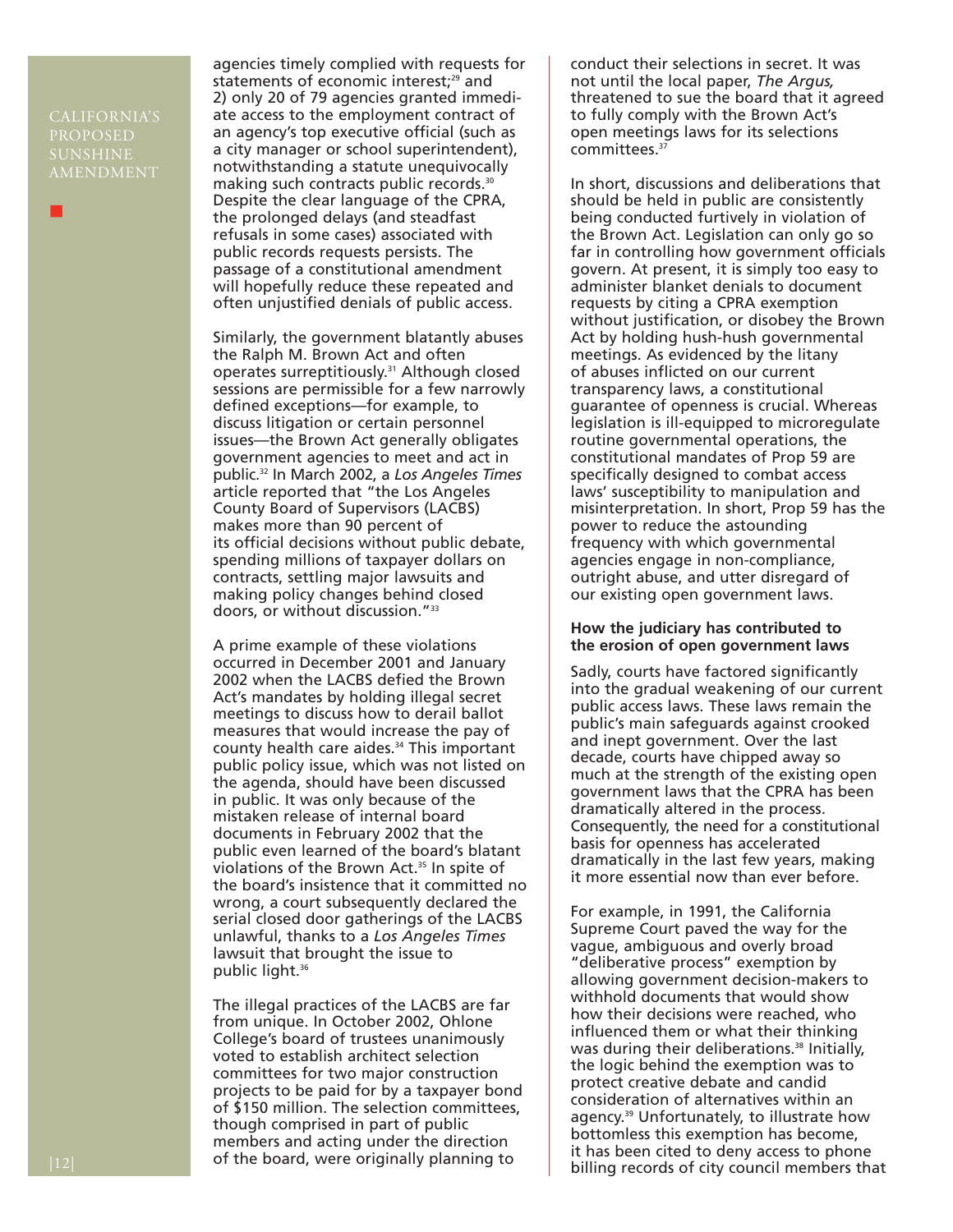agencies timely complied with requests for statements of economic interest;[29] and 2) only 20 of 79 agencies granted immediate access to the employment contract of an agency's top executive official (such as a city manager or school superintendent), notwithstanding a statute unequivocally making such contracts public records.[30] Despite the clear language of the CPRA, the prolonged delays (and steadfast refusals in some cases) associated with public records requests persists. The passage of a constitutional amendment will hopefully reduce these repeated and often unjustified denials of public access.

Similarly, the government blatantly abuses the Ralph M. Brown Act and often operates surreptitiously.[31] Although closed sessions are permissible for a few narrowly defined exceptions—for example, to discuss litigation or certain personnel issues—the Brown Act generally obligates government agencies to meet and act in public.[32] In March 2002, a *Los Angeles Times* article reported that "the Los Angeles County Board of Supervisors (LACBS) makes more than 90 percent of its official decisions without public debate, spending millions of taxpayer dollars on contracts, settling major lawsuits and making policy changes behind closed doors, or without discussion."[33]

A prime example of these violations occurred in December 2001 and January 2002 when the LACBS defied the Brown Act's mandates by holding illegal secret meetings to discuss how to derail ballot measures that would increase the pay of county health care aides.[34] This important public policy issue, which was not listed on the agenda, should have been discussed in public. It was only because of the mistaken release of internal board documents in February 2002 that the public even learned of the board's blatant violations of the Brown Act.[35] In spite of the board's insistence that it committed no wrong, a court subsequently declared the serial closed door gatherings of the LACBS unlawful, thanks to a *Los Angeles Times* lawsuit that brought the issue to public light.[36]

The illegal practices of the LACBS are far from unique. In October 2002, Ohlone College's board of trustees unanimously voted to establish architect selection committees for two major construction projects to be paid for by a taxpayer bond of $150 million. The selection committees, though comprised in part of public members and acting under the direction of the board, were originally planning to conduct their selections in secret. It was not until the local paper, *The Argus,* threatened to sue the board that it agreed to fully comply with the Brown Act's open meetings laws for its selections committees.[37]

In short, discussions and deliberations that should be held in public are consistently being conducted furtively in violation of the Brown Act. Legislation can only go so far in controlling how government officials govern. At present, it is simply too easy to administer blanket denials to document requests by citing a CPRA exemption without justification, or disobey the Brown Act by holding hush-hush governmental meetings. As evidenced by the litany of abuses inflicted on our current transparency laws, a constitutional guarantee of openness is crucial. Whereas legislation is ill-equipped to microregulate routine governmental operations, the constitutional mandates of Prop 59 are specifically designed to combat access laws' susceptibility to manipulation and misinterpretation. In short, Prop 59 has the power to reduce the astounding frequency with which governmental agencies engage in non-compliance, outright abuse, and utter disregard of our existing open government laws.

**How the judiciary has contributed to the erosion of open government laws**

Sadly, courts have factored significantly into the gradual weakening of our current public access laws. These laws remain the public's main safeguards against crooked and inept government. Over the last decade, courts have chipped away so much at the strength of the existing open government laws that the CPRA has been dramatically altered in the process. Consequently, the need for a constitutional basis for openness has accelerated dramatically in the last few years, making it more essential now than ever before.

For example, in 1991, the California Supreme Court paved the way for the vague, ambiguous and overly broad "deliberative process" exemption by allowing government decision-makers to withhold documents that would show how their decisions were reached, who influenced them or what their thinking was during their deliberations.[38] Initially, the logic behind the exemption was to protect creative debate and candid consideration of alternatives within an agency.[39] Unfortunately, to illustrate how bottomless this exemption has become, it has been cited to deny access to phone billing records of city council members that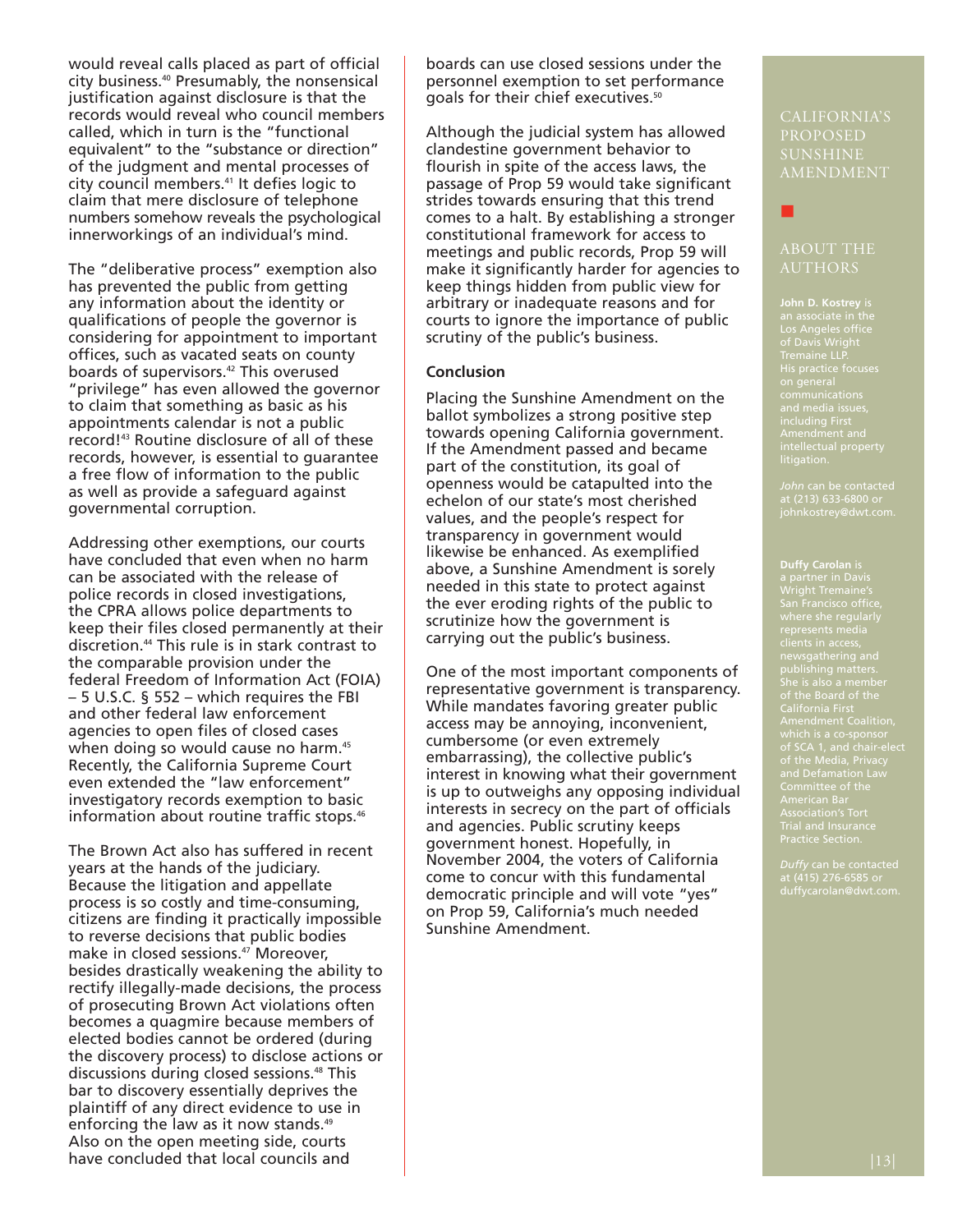would reveal calls placed as part of official city business.[40] Presumably, the nonsensical justification against disclosure is that the records would reveal who council members called, which in turn is the "functional equivalent" to the "substance or direction" of the judgment and mental processes of city council members.[41] It defies logic to claim that mere disclosure of telephone numbers somehow reveals the psychological innerworkings of an individual's mind.

The "deliberative process" exemption also has prevented the public from getting any information about the identity or qualifications of people the governor is considering for appointment to important offices, such as vacated seats on county boards of supervisors.[42] This overused "privilege" has even allowed the governor to claim that something as basic as his appointments calendar is not a public record![43] Routine disclosure of all of these records, however, is essential to guarantee a free flow of information to the public as well as provide a safeguard against governmental corruption.

Addressing other exemptions, our courts have concluded that even when no harm can be associated with the release of police records in closed investigations, the CPRA allows police departments to keep their files closed permanently at their discretion.[44] This rule is in stark contrast to the comparable provision under the federal Freedom of Information Act (FOIA) – 5 U.S.C. § 552 – which requires the FBI and other federal law enforcement agencies to open files of closed cases when doing so would cause no harm.[45] Recently, the California Supreme Court even extended the "law enforcement" investigatory records exemption to basic information about routine traffic stops.[46]

The Brown Act also has suffered in recent years at the hands of the judiciary. Because the litigation and appellate process is so costly and time-consuming, citizens are finding it practically impossible to reverse decisions that public bodies make in closed sessions.[47] Moreover, besides drastically weakening the ability to rectify illegally-made decisions, the process of prosecuting Brown Act violations often becomes a quagmire because members of elected bodies cannot be ordered (during the discovery process) to disclose actions or discussions during closed sessions.[48] This bar to discovery essentially deprives the plaintiff of any direct evidence to use in enforcing the law as it now stands.[49] Also on the open meeting side, courts have concluded that local councils and boards can use closed sessions under the personnel exemption to set performance goals for their chief executives.[50]

Although the judicial system has allowed clandestine government behavior to flourish in spite of the access laws, the passage of Prop 59 would take significant strides towards ensuring that this trend comes to a halt. By establishing a stronger constitutional framework for access to meetings and public records, Prop 59 will make it significantly harder for agencies to keep things hidden from public view for arbitrary or inadequate reasons and for courts to ignore the importance of public scrutiny of the public's business.

### Conclusion

Placing the Sunshine Amendment on the ballot symbolizes a strong positive step towards opening California government. If the Amendment passed and became part of the constitution, its goal of openness would be catapulted into the echelon of our state's most cherished values, and the people's respect for transparency in government would likewise be enhanced. As exemplified above, a Sunshine Amendment is sorely needed in this state to protect against the ever eroding rights of the public to scrutinize how the government is carrying out the public's business.

One of the most important components of representative government is transparency. While mandates favoring greater public access may be annoying, inconvenient, cumbersome (or even extremely embarrassing), the collective public's interest in knowing what their government is up to outweighs any opposing individual interests in secrecy on the part of officials and agencies. Public scrutiny keeps government honest. Hopefully, in November 2004, the voters of California come to concur with this fundamental democratic principle and will vote "yes" on Prop 59, California's much needed Sunshine Amendment.

## About the Authors

**John D. Kostrey** is an associate in the Los Angeles office of Davis Wright Tremaine LLP. His practice focuses on general communications and media issues, including First Amendment and intellectual property litigation.

*John* can be contacted at (213) 633-6800 or johnkostrey@dwt.com.

**Duffy Carolan** is a partner in Davis Wright Tremaine's San Francisco office, where she regularly represents media clients in access, newsgathering and publishing matters. She is also a member of the Board of the California First Amendment Coalition, which is a co-sponsor of SCA 1, and chair-elect of the Media, Privacy and Defamation Law Committee of the American Bar Association's Tort Trial and Insurance Practice Section.

*Duffy* can be contacted at (415) 276-6585 or duffycarolan@dwt.com.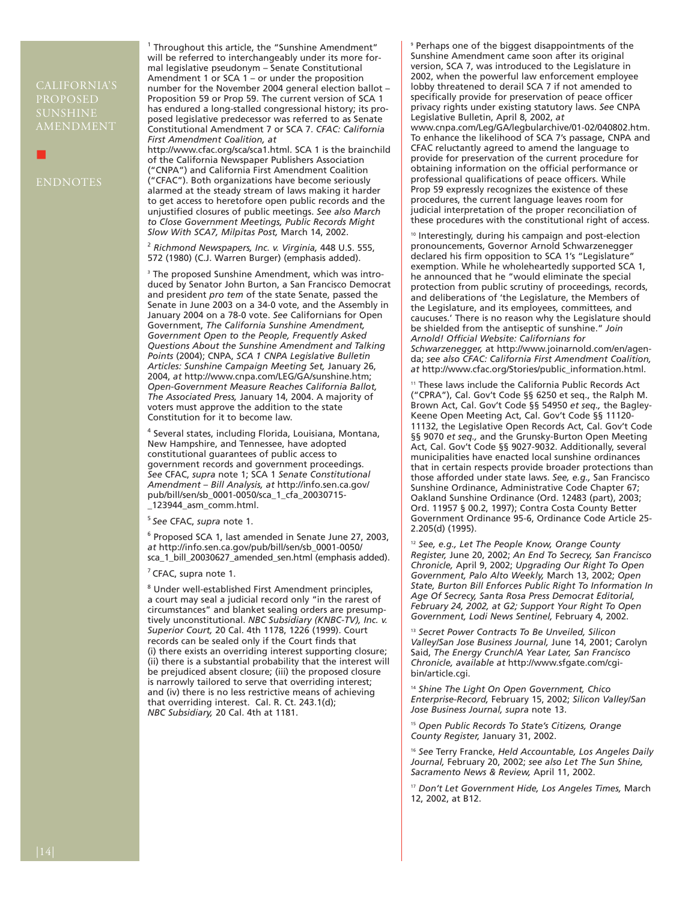## ENDNOTES

[1] Throughout this article, the "Sunshine Amendment" will be referred to interchangeably under its more formal legislative pseudonym – Senate Constitutional Amendment 1 or SCA 1 – or under the proposition number for the November 2004 general election ballot – Proposition 59 or Prop 59. The current version of SCA 1 has endured a long-stalled congressional history; its proposed legislative predecessor was referred to as Senate Constitutional Amendment 7 or SCA 7. *CFAC: California First Amendment Coalition, at* http://www.cfac.org/sca/sca1.html. SCA 1 is the brainchild of the California Newspaper Publishers Association ("CNPA") and California First Amendment Coalition ("CFAC"). Both organizations have become seriously alarmed at the steady stream of laws making it harder to get access to heretofore open public records and the unjustified closures of public meetings. *See also March to Close Government Meetings, Public Records Might Slow With SCA7, Milpitas Post,* March 14, 2002.

[2] *Richmond Newspapers, Inc. v. Virginia,* 448 U.S. 555, 572 (1980) (C.J. Warren Burger) (emphasis added).

[3] The proposed Sunshine Amendment, which was introduced by Senator John Burton, a San Francisco Democrat and president *pro tem* of the state Senate, passed the Senate in June 2003 on a 34-0 vote, and the Assembly in January 2004 on a 78-0 vote. *See* Californians for Open Government, *The California Sunshine Amendment, Government Open to the People, Frequently Asked Questions About the Sunshine Amendment and Talking Points* (2004); CNPA, *SCA 1 CNPA Legislative Bulletin Articles: Sunshine Campaign Meeting Set,* January 26, 2004, *at* http://www.cnpa.com/LEG/GA/sunshine.htm; *Open-Government Measure Reaches California Ballot, The Associated Press,* January 14, 2004. A majority of voters must approve the addition to the state Constitution for it to become law.

[4] Several states, including Florida, Louisiana, Montana, New Hampshire, and Tennessee, have adopted constitutional guarantees of public access to government records and government proceedings. *See* CFAC, *supra* note 1; SCA 1 *Senate Constitutional Amendment – Bill Analysis, at* http://info.sen.ca.gov/pub/bill/sen/sb_0001-0050/sca_1_cfa_20030715-_123944_asm_comm.html.

[5] *See* CFAC, *supra* note 1.

[6] Proposed SCA 1, last amended in Senate June 27, 2003, *at* http://info.sen.ca.gov/pub/bill/sen/sb_0001-0050/sca_1_bill_20030627_amended_sen.html (emphasis added).

[7] CFAC, supra note 1.

[8] Under well-established First Amendment principles, a court may seal a judicial record only "in the rarest of circumstances" and blanket sealing orders are presumptively unconstitutional. *NBC Subsidiary (KNBC-TV), Inc. v. Superior Court,* 20 Cal. 4th 1178, 1226 (1999). Court records can be sealed only if the Court finds that (i) there exists an overriding interest supporting closure; (ii) there is a substantial probability that the interest will be prejudiced absent closure; (iii) the proposed closure is narrowly tailored to serve that overriding interest; and (iv) there is no less restrictive means of achieving that overriding interest. Cal. R. Ct. 243.1(d); *NBC Subsidiary,* 20 Cal. 4th at 1181.

[9] Perhaps one of the biggest disappointments of the Sunshine Amendment came soon after its original version, SCA 7, was introduced to the Legislature in 2002, when the powerful law enforcement employee lobby threatened to derail SCA 7 if not amended to specifically provide for preservation of peace officer privacy rights under existing statutory laws. *See* CNPA Legislative Bulletin, April 8, 2002, *at* www.cnpa.com/Leg/GA/legbularchive/01-02/040802.htm. To enhance the likelihood of SCA 7's passage, CNPA and CFAC reluctantly agreed to amend the language to provide for preservation of the current procedure for obtaining information on the official performance or professional qualifications of peace officers. While Prop 59 expressly recognizes the existence of these procedures, the current language leaves room for judicial interpretation of the proper reconciliation of these procedures with the constitutional right of access.

[10] Interestingly, during his campaign and post-election pronouncements, Governor Arnold Schwarzenegger declared his firm opposition to SCA 1's "Legislature" exemption. While he wholeheartedly supported SCA 1, he announced that he "would eliminate the special protection from public scrutiny of proceedings, records, and deliberations of 'the Legislature, the Members of the Legislature, and its employees, committees, and caucuses.' There is no reason why the Legislature should be shielded from the antiseptic of sunshine." *Join Arnold! Official Website: Californians for Schwarzenegger,* at http://www.joinarnold.com/en/agenda; *see also CFAC: California First Amendment Coalition, at* http://www.cfac.org/Stories/public_information.html.

[11] These laws include the California Public Records Act ("CPRA"), Cal. Gov't Code §§ 6250 et seq., the Ralph M. Brown Act, Cal. Gov't Code §§ 54950 *et seq.,* the Bagley-Keene Open Meeting Act, Cal. Gov't Code §§ 11120-11132, the Legislative Open Records Act, Cal. Gov't Code §§ 9070 *et seq.,* and the Grunsky-Burton Open Meeting Act, Cal. Gov't Code §§ 9027-9032. Additionally, several municipalities have enacted local sunshine ordinances that in certain respects provide broader protections than those afforded under state laws. *See, e.g.,* San Francisco Sunshine Ordinance, Administrative Code Chapter 67; Oakland Sunshine Ordinance (Ord. 12483 (part), 2003; Ord. 11957 § 00.2, 1997); Contra Costa County Better Government Ordinance 95-6, Ordinance Code Article 25-2.205(d) (1995).

[12] *See, e.g., Let The People Know, Orange County Register,* June 20, 2002; *An End To Secrecy, San Francisco Chronicle,* April 9, 2002; *Upgrading Our Right To Open Government, Palo Alto Weekly,* March 13, 2002; *Open State, Burton Bill Enforces Public Right To Information In Age Of Secrecy, Santa Rosa Press Democrat Editorial, February 24, 2002, at G2; Support Your Right To Open Government, Lodi News Sentinel,* February 4, 2002.

[13] *Secret Power Contracts To Be Unveiled, Silicon Valley/San Jose Business Journal,* June 14, 2001; Carolyn Said, *The Energy Crunch/A Year Later, San Francisco Chronicle, available at* http://www.sfgate.com/cgi-bin/article.cgi.

[14] *Shine The Light On Open Government, Chico Enterprise-Record,* February 15, 2002; *Silicon Valley/San Jose Business Journal, supra* note 13.

[15] *Open Public Records To State's Citizens, Orange County Register,* January 31, 2002.

[16] *See* Terry Francke, *Held Accountable, Los Angeles Daily Journal,* February 20, 2002; *see also Let The Sun Shine, Sacramento News & Review,* April 11, 2002.

[17] *Don't Let Government Hide, Los Angeles Times,* March 12, 2002, at B12.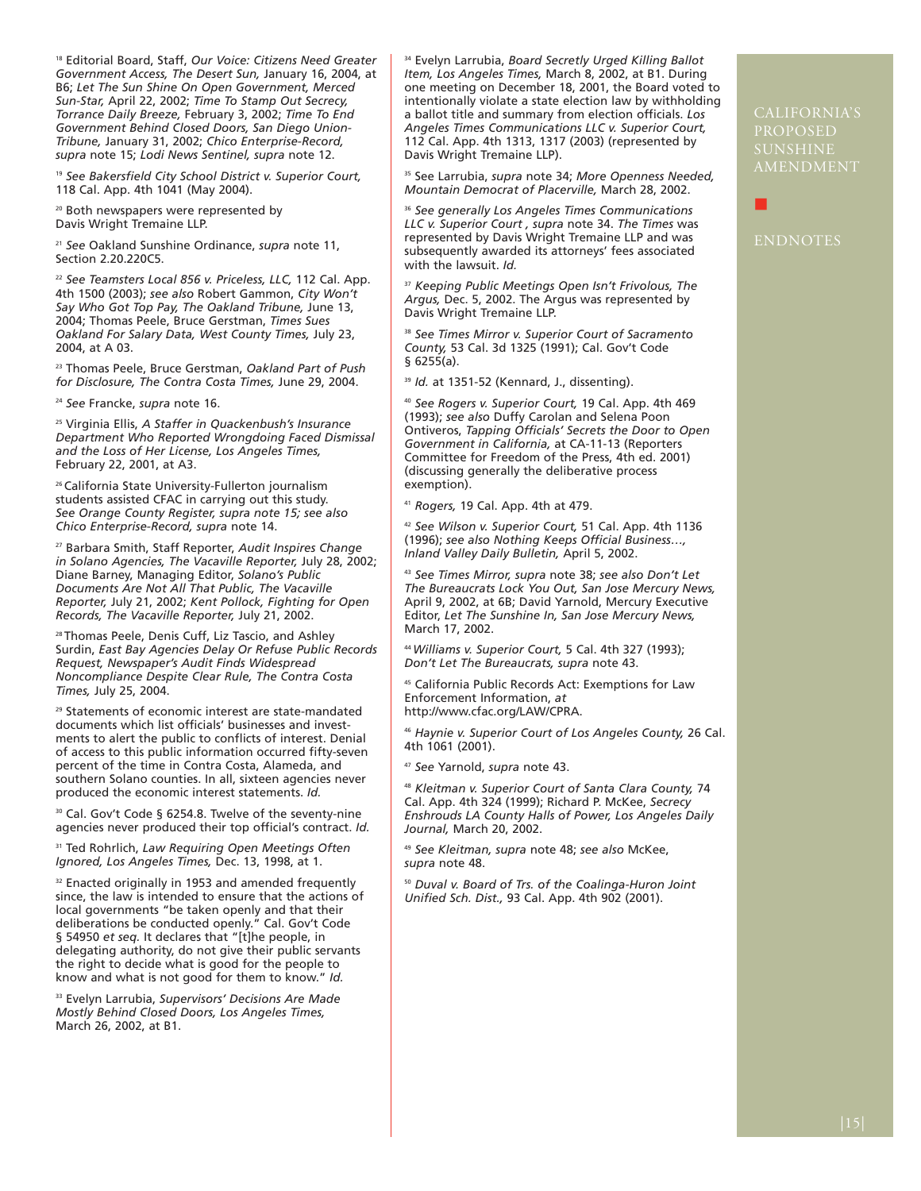[18] Editorial Board, Staff, *Our Voice: Citizens Need Greater Government Access, The Desert Sun,* January 16, 2004, at B6; *Let The Sun Shine On Open Government, Merced Sun-Star,* April 22, 2002; *Time To Stamp Out Secrecy, Torrance Daily Breeze,* February 3, 2002; *Time To End Government Behind Closed Doors, San Diego Union-Tribune,* January 31, 2002; *Chico Enterprise-Record, supra* note 15; *Lodi News Sentinel, supra* note 12.

[19] *See Bakersfield City School District v. Superior Court,* 118 Cal. App. 4th 1041 (May 2004).

[20] Both newspapers were represented by Davis Wright Tremaine LLP.

[21] *See* Oakland Sunshine Ordinance, *supra* note 11, Section 2.20.220C5.

[22] *See Teamsters Local 856 v. Priceless, LLC,* 112 Cal. App. 4th 1500 (2003); *see also* Robert Gammon, *City Won't Say Who Got Top Pay, The Oakland Tribune,* June 13, 2004; Thomas Peele, Bruce Gerstman, *Times Sues Oakland For Salary Data, West County Times,* July 23, 2004, at A 03.

[23] Thomas Peele, Bruce Gerstman, *Oakland Part of Push for Disclosure, The Contra Costa Times,* June 29, 2004.

[24] *See* Francke, *supra* note 16.

[25] Virginia Ellis, *A Staffer in Quackenbush's Insurance Department Who Reported Wrongdoing Faced Dismissal and the Loss of Her License, Los Angeles Times,* February 22, 2001, at A3.

[26] California State University-Fullerton journalism students assisted CFAC in carrying out this study. *See Orange County Register, supra note 15; see also Chico Enterprise-Record, supra* note 14.

[27] Barbara Smith, Staff Reporter, *Audit Inspires Change in Solano Agencies, The Vacaville Reporter,* July 28, 2002; Diane Barney, Managing Editor, *Solano's Public Documents Are Not All That Public, The Vacaville Reporter,* July 21, 2002; *Kent Pollock, Fighting for Open Records, The Vacaville Reporter,* July 21, 2002.

[28] Thomas Peele, Denis Cuff, Liz Tascio, and Ashley Surdin, *East Bay Agencies Delay Or Refuse Public Records Request, Newspaper's Audit Finds Widespread Noncompliance Despite Clear Rule, The Contra Costa Times,* July 25, 2004.

[29] Statements of economic interest are state-mandated documents which list officials' businesses and investments to alert the public to conflicts of interest. Denial of access to this public information occurred fifty-seven percent of the time in Contra Costa, Alameda, and southern Solano counties. In all, sixteen agencies never produced the economic interest statements. *Id.*

[30] Cal. Gov't Code § 6254.8. Twelve of the seventy-nine agencies never produced their top official's contract. *Id.*

[31] Ted Rohrlich, *Law Requiring Open Meetings Often Ignored, Los Angeles Times,* Dec. 13, 1998, at 1.

[32] Enacted originally in 1953 and amended frequently since, the law is intended to ensure that the actions of local governments "be taken openly and that their deliberations be conducted openly." Cal. Gov't Code § 54950 *et seq.* It declares that "[t]he people, in delegating authority, do not give their public servants the right to decide what is good for the people to know and what is not good for them to know." *Id.*

[33] Evelyn Larrubia, *Supervisors' Decisions Are Made Mostly Behind Closed Doors, Los Angeles Times,* March 26, 2002, at B1.

[34] Evelyn Larrubia, *Board Secretly Urged Killing Ballot Item, Los Angeles Times,* March 8, 2002, at B1. During one meeting on December 18, 2001, the Board voted to intentionally violate a state election law by withholding a ballot title and summary from election officials. *Los Angeles Times Communications LLC v. Superior Court,* 112 Cal. App. 4th 1313, 1317 (2003) (represented by Davis Wright Tremaine LLP).

[35] See Larrubia, *supra* note 34; *More Openness Needed, Mountain Democrat of Placerville,* March 28, 2002.

[36] *See generally Los Angeles Times Communications LLC v. Superior Court , supra* note 34. *The Times* was represented by Davis Wright Tremaine LLP and was subsequently awarded its attorneys' fees associated with the lawsuit. *Id.*

[37] *Keeping Public Meetings Open Isn't Frivolous, The Argus,* Dec. 5, 2002. The Argus was represented by Davis Wright Tremaine LLP.

[38] *See Times Mirror v. Superior Court of Sacramento County,* 53 Cal. 3d 1325 (1991); Cal. Gov't Code § 6255(a).

[39] *Id.* at 1351-52 (Kennard, J., dissenting).

[40] *See Rogers v. Superior Court,* 19 Cal. App. 4th 469 (1993); *see also* Duffy Carolan and Selena Poon Ontiveros, *Tapping Officials' Secrets the Door to Open Government in California,* at CA-11-13 (Reporters Committee for Freedom of the Press, 4th ed. 2001) (discussing generally the deliberative process exemption).

[41] *Rogers,* 19 Cal. App. 4th at 479.

[42] *See Wilson v. Superior Court,* 51 Cal. App. 4th 1136 (1996); *see also Nothing Keeps Official Business…, Inland Valley Daily Bulletin,* April 5, 2002.

[43] *See Times Mirror, supra* note 38; *see also Don't Let The Bureaucrats Lock You Out, San Jose Mercury News,* April 9, 2002, at 6B; David Yarnold, Mercury Executive Editor, *Let The Sunshine In, San Jose Mercury News,* March 17, 2002.

[44] *Williams v. Superior Court,* 5 Cal. 4th 327 (1993); *Don't Let The Bureaucrats, supra* note 43.

[45] California Public Records Act: Exemptions for Law Enforcement Information, *at* http://www.cfac.org/LAW/CPRA.

[46] *Haynie v. Superior Court of Los Angeles County,* 26 Cal. 4th 1061 (2001).

[47] *See* Yarnold, *supra* note 43.

[48] *Kleitman v. Superior Court of Santa Clara County,* 74 Cal. App. 4th 324 (1999); Richard P. McKee, *Secrecy Enshrouds LA County Halls of Power, Los Angeles Daily Journal,* March 20, 2002.

[49] *See Kleitman, supra* note 48; *see also* McKee, *supra* note 48.

[50] *Duval v. Board of Trs. of the Coalinga-Huron Joint Unified Sch. Dist.,* 93 Cal. App. 4th 902 (2001).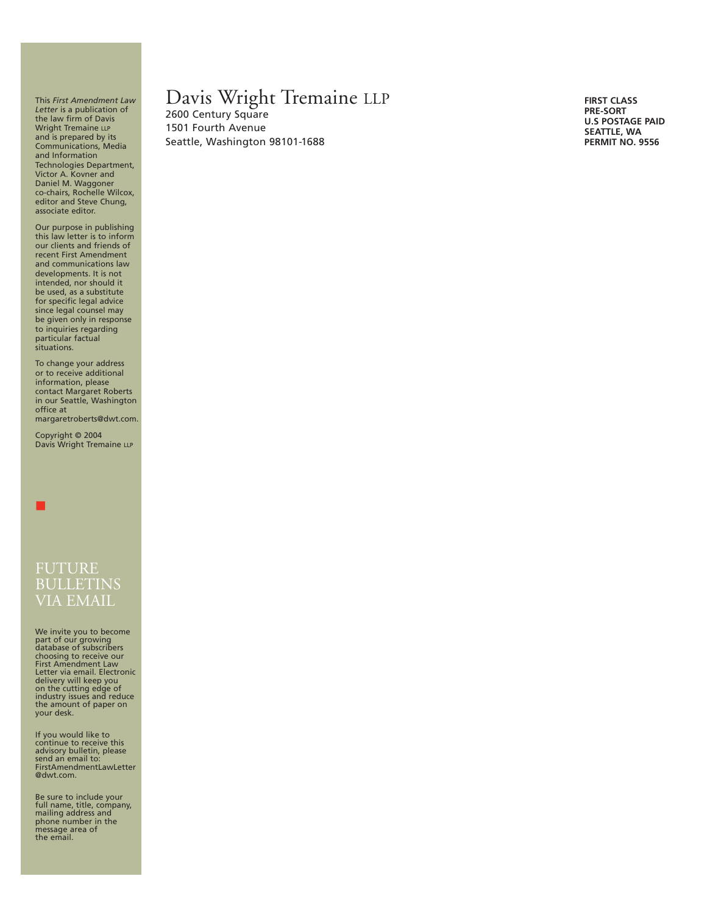This *First Amendment Law Letter* is a publication of the law firm of Davis Wright Tremaine LLP and is prepared by its Communications, Media and Information Technologies Department, Victor A. Kovner and Daniel M. Waggoner co-chairs, Rochelle Wilcox, editor and Steve Chung, associate editor.

Our purpose in publishing this law letter is to inform our clients and friends of recent First Amendment and communications law developments. It is not intended, nor should it be used, as a substitute for specific legal advice since legal counsel may be given only in response to inquiries regarding particular factual situations.

To change your address or to receive additional information, please contact Margaret Roberts in our Seattle, Washington office at margaretroberts@dwt.com.

Copyright © 2004 Davis Wright Tremaine LLP

## FUTURE BULLETINS VIA EMAIL

We invite you to become part of our growing database of subscribers choosing to receive our First Amendment Law Letter via email. Electronic delivery will keep you on the cutting edge of industry issues and reduce the amount of paper on your desk.

If you would like to continue to receive this advisory bulletin, please send an email to: FirstAmendmentLawLetter@dwt.com.

Be sure to include your full name, title, company, mailing address and phone number in the message area of the email.

# Davis Wright Tremaine LLP

2600 Century Square
1501 Fourth Avenue
Seattle, Washington 98101-1688

**FIRST CLASS**
**PRE-SORT**
**U.S POSTAGE PAID**
**SEATTLE, WA**
**PERMIT NO. 9556**